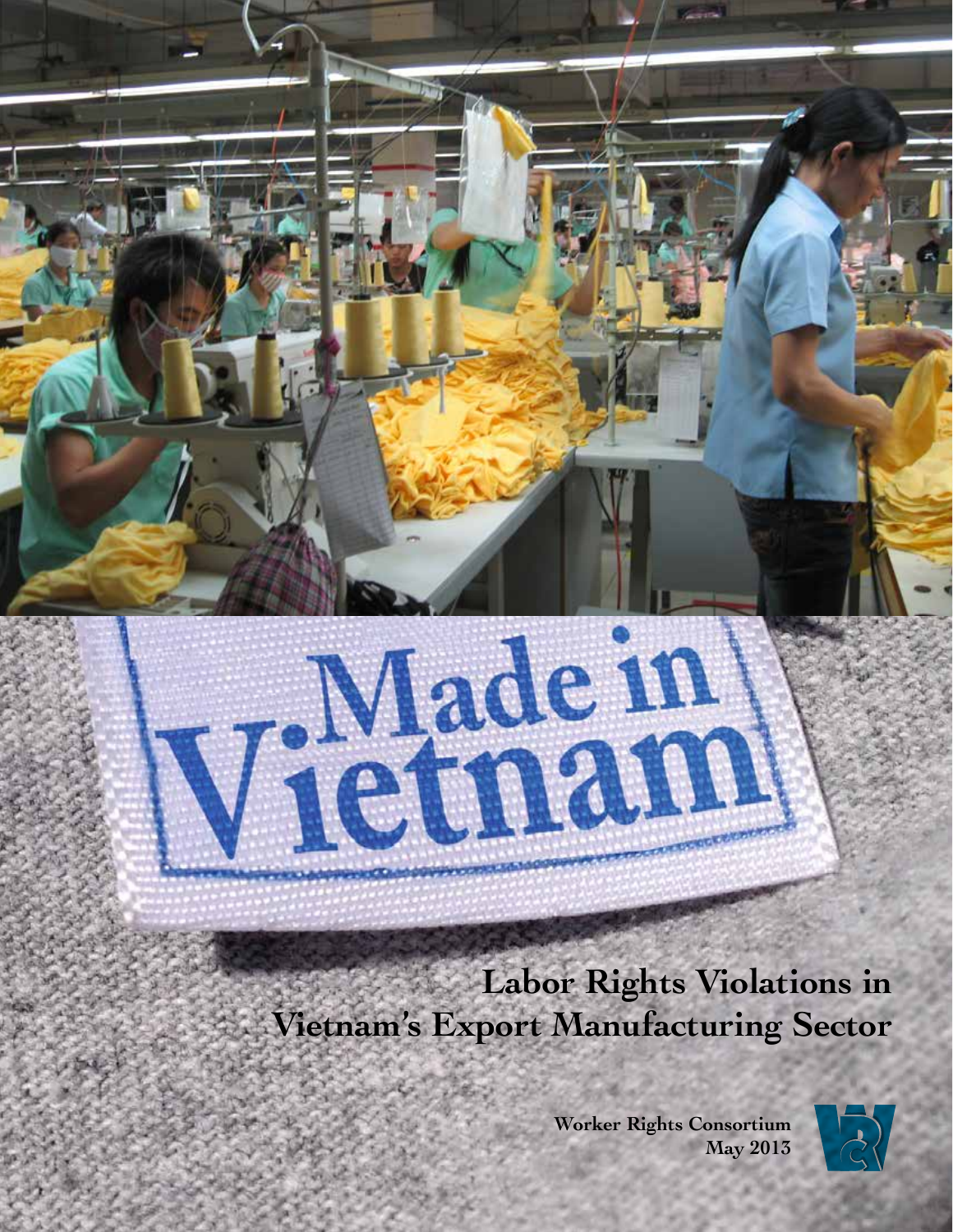# Labor Rights Violations in Vietnam's Export Manufacturing Sector

**Worker Rights Consortium**
**May 2013**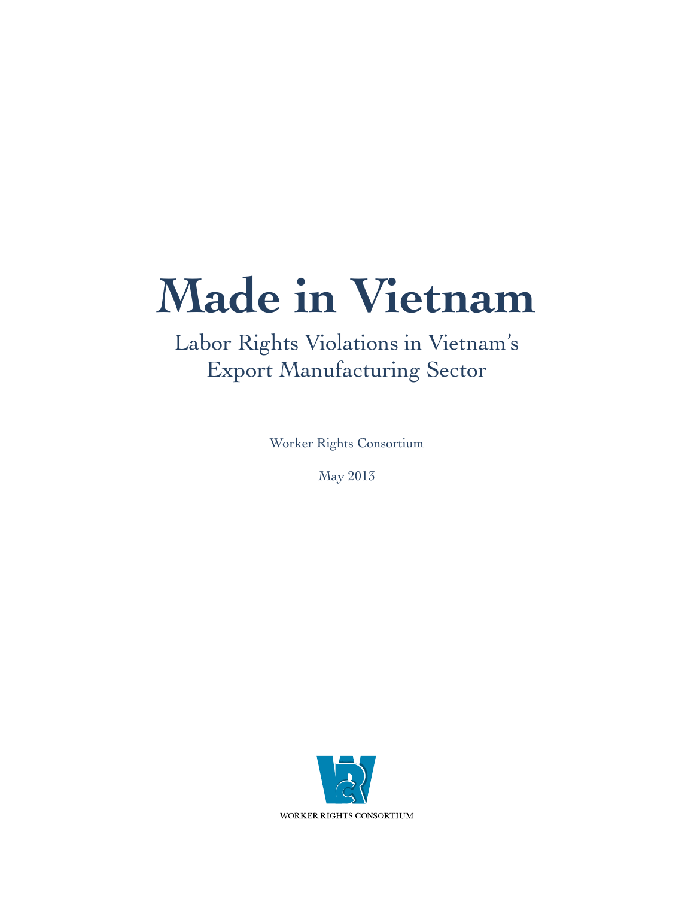# Made in Vietnam

## Labor Rights Violations in Vietnam's Export Manufacturing Sector

Worker Rights Consortium

May 2013

WORKER RIGHTS CONSORTIUM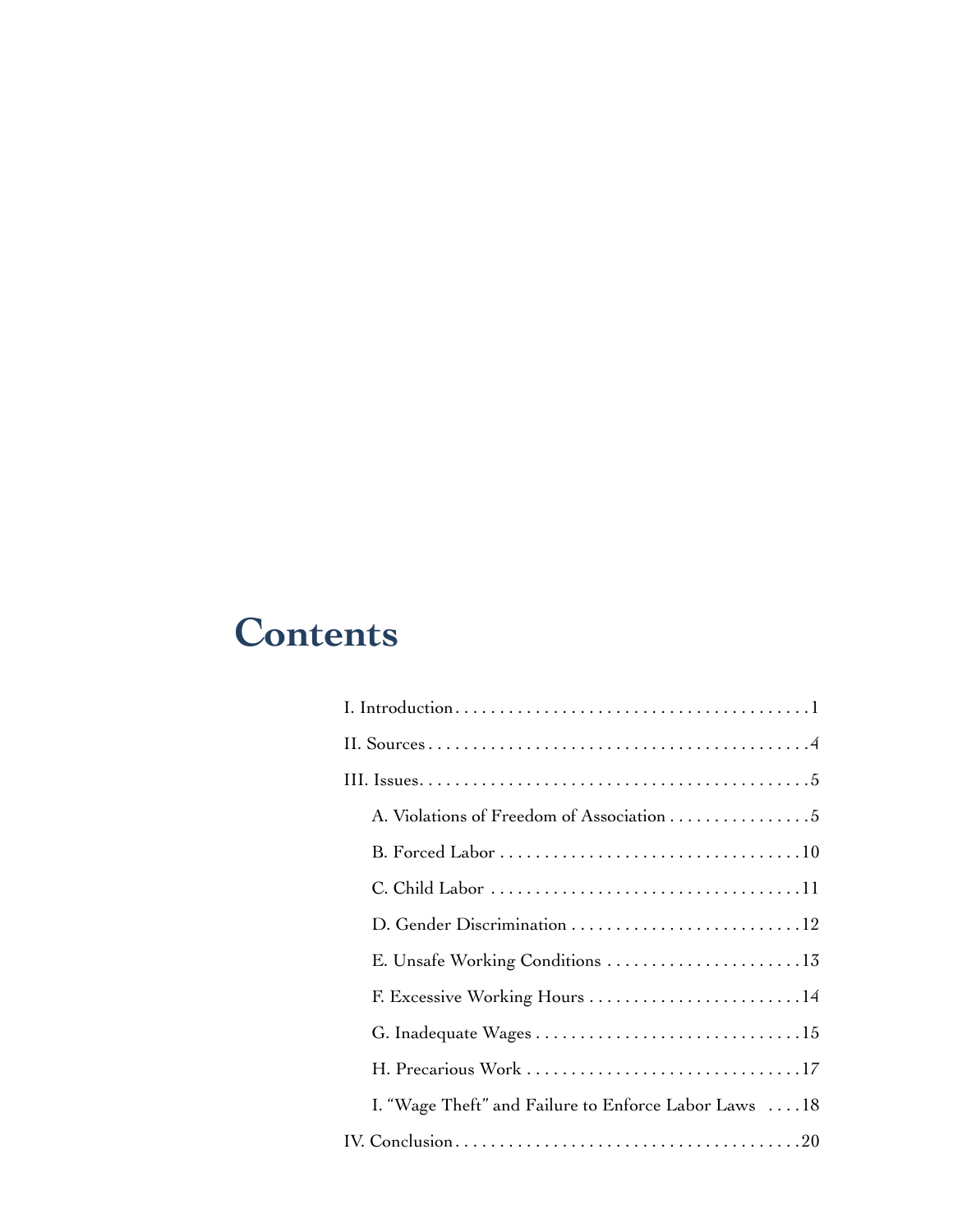# Contents

- I. Introduction . . . . . . . . . . . . . . . . . . . . . . . . . . . . . . . . . . . . . . . . 1
- II. Sources . . . . . . . . . . . . . . . . . . . . . . . . . . . . . . . . . . . . . . . . . . 4
- III. Issues . . . . . . . . . . . . . . . . . . . . . . . . . . . . . . . . . . . . . . . . . . 5
  - A. Violations of Freedom of Association . . . . . . . . . . . . . . . . 5
  - B. Forced Labor . . . . . . . . . . . . . . . . . . . . . . . . . . . . . . . . . . 10
  - C. Child Labor . . . . . . . . . . . . . . . . . . . . . . . . . . . . . . . . . . . 11
  - D. Gender Discrimination . . . . . . . . . . . . . . . . . . . . . . . . . . 12
  - E. Unsafe Working Conditions . . . . . . . . . . . . . . . . . . . . . . 13
  - F. Excessive Working Hours . . . . . . . . . . . . . . . . . . . . . . . . 14
  - G. Inadequate Wages . . . . . . . . . . . . . . . . . . . . . . . . . . . . . . 15
  - H. Precarious Work . . . . . . . . . . . . . . . . . . . . . . . . . . . . . . . 17
  - I. "Wage Theft" and Failure to Enforce Labor Laws . . . . 18
- IV. Conclusion . . . . . . . . . . . . . . . . . . . . . . . . . . . . . . . . . . . . . . 20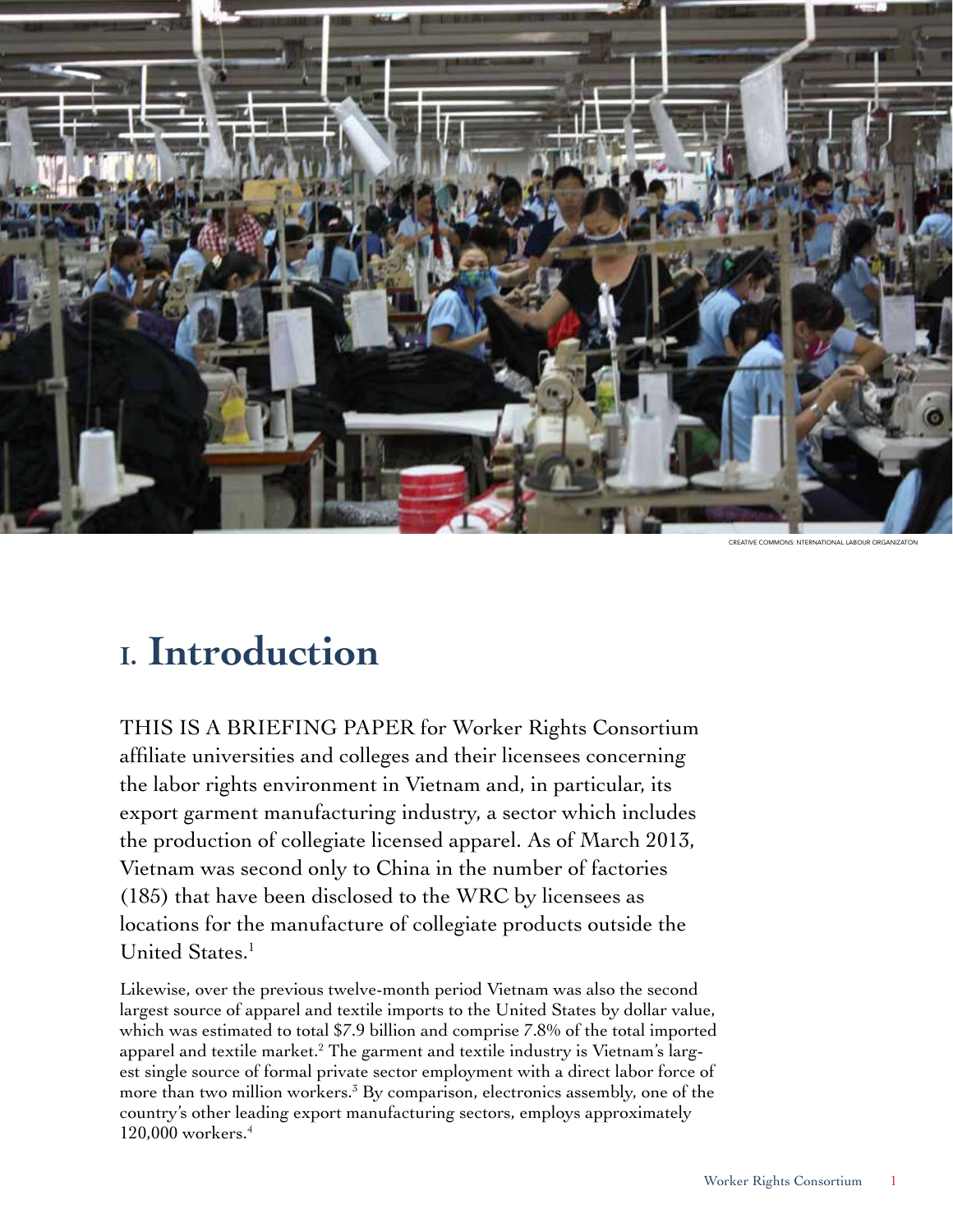CREATIVE COMMONS: NTERNATIONAL LABOUR ORGANIZATON

# I. Introduction

THIS IS A BRIEFING PAPER for Worker Rights Consortium affiliate universities and colleges and their licensees concerning the labor rights environment in Vietnam and, in particular, its export garment manufacturing industry, a sector which includes the production of collegiate licensed apparel. As of March 2013, Vietnam was second only to China in the number of factories (185) that have been disclosed to the WRC by licensees as locations for the manufacture of collegiate products outside the United States.[1]

Likewise, over the previous twelve-month period Vietnam was also the second largest source of apparel and textile imports to the United States by dollar value, which was estimated to total $7.9 billion and comprise 7.8% of the total imported apparel and textile market.[2] The garment and textile industry is Vietnam's largest single source of formal private sector employment with a direct labor force of more than two million workers.[3] By comparison, electronics assembly, one of the country's other leading export manufacturing sectors, employs approximately 120,000 workers.[4]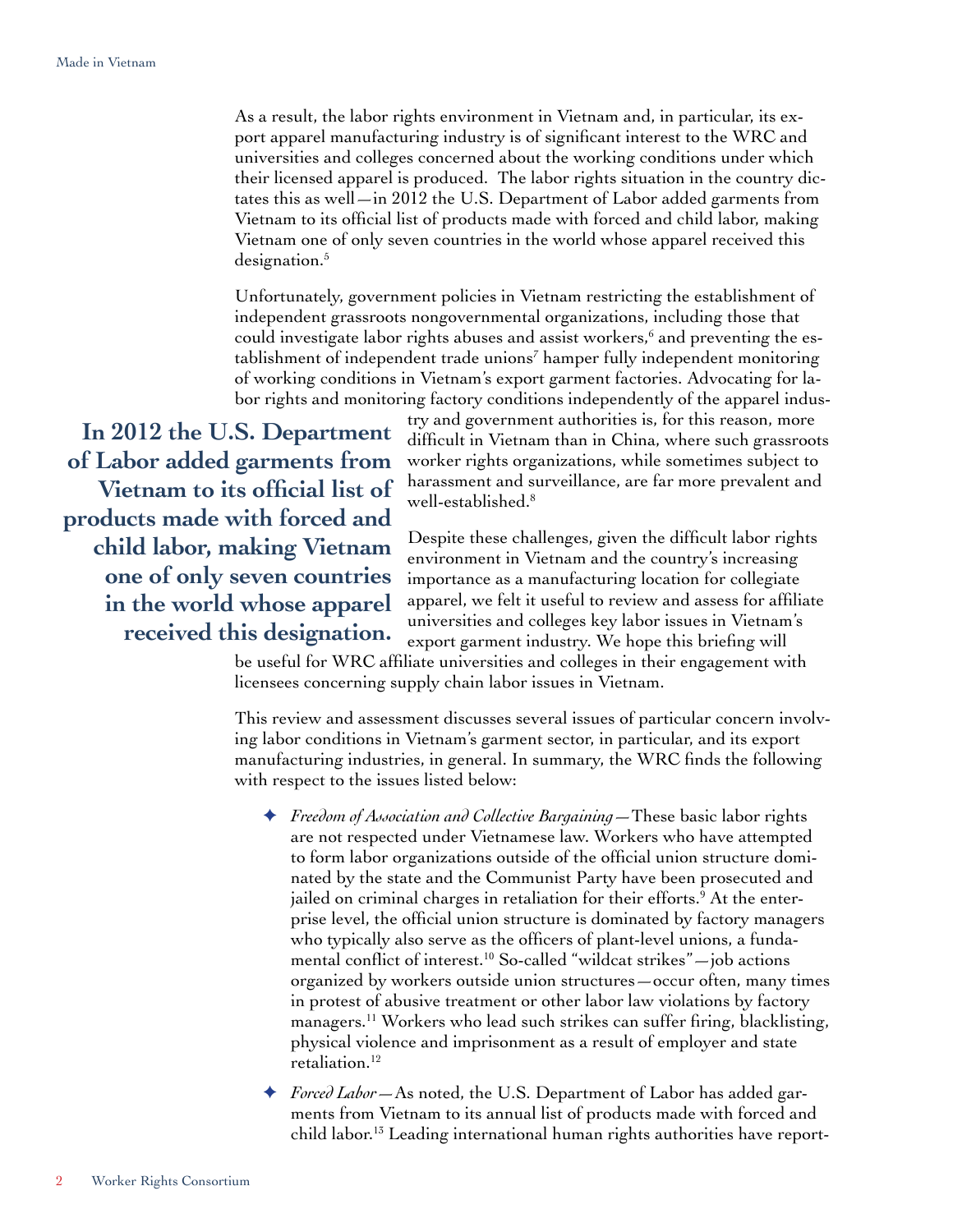As a result, the labor rights environment in Vietnam and, in particular, its export apparel manufacturing industry is of significant interest to the WRC and universities and colleges concerned about the working conditions under which their licensed apparel is produced. The labor rights situation in the country dictates this as well—in 2012 the U.S. Department of Labor added garments from Vietnam to its official list of products made with forced and child labor, making Vietnam one of only seven countries in the world whose apparel received this designation.[5]

Unfortunately, government policies in Vietnam restricting the establishment of independent grassroots nongovernmental organizations, including those that could investigate labor rights abuses and assist workers,[6] and preventing the establishment of independent trade unions[7] hamper fully independent monitoring of working conditions in Vietnam's export garment factories. Advocating for labor rights and monitoring factory conditions independently of the apparel industry and government authorities is, for this reason, more difficult in Vietnam than in China, where such grassroots worker rights organizations, while sometimes subject to harassment and surveillance, are far more prevalent and well-established.[8]

**In 2012 the U.S. Department of Labor added garments from Vietnam to its official list of products made with forced and child labor, making Vietnam one of only seven countries in the world whose apparel received this designation.**

Despite these challenges, given the difficult labor rights environment in Vietnam and the country's increasing importance as a manufacturing location for collegiate apparel, we felt it useful to review and assess for affiliate universities and colleges key labor issues in Vietnam's export garment industry. We hope this briefing will be useful for WRC affiliate universities and colleges in their engagement with licensees concerning supply chain labor issues in Vietnam.

This review and assessment discusses several issues of particular concern involving labor conditions in Vietnam's garment sector, in particular, and its export manufacturing industries, in general. In summary, the WRC finds the following with respect to the issues listed below:

- *Freedom of Association and Collective Bargaining*—These basic labor rights are not respected under Vietnamese law. Workers who have attempted to form labor organizations outside of the official union structure dominated by the state and the Communist Party have been prosecuted and jailed on criminal charges in retaliation for their efforts.[9] At the enterprise level, the official union structure is dominated by factory managers who typically also serve as the officers of plant-level unions, a fundamental conflict of interest.[10] So-called "wildcat strikes"—job actions organized by workers outside union structures—occur often, many times in protest of abusive treatment or other labor law violations by factory managers.[11] Workers who lead such strikes can suffer firing, blacklisting, physical violence and imprisonment as a result of employer and state retaliation.[12]

- *Forced Labor*—As noted, the U.S. Department of Labor has added garments from Vietnam to its annual list of products made with forced and child labor.[13] Leading international human rights authorities have report-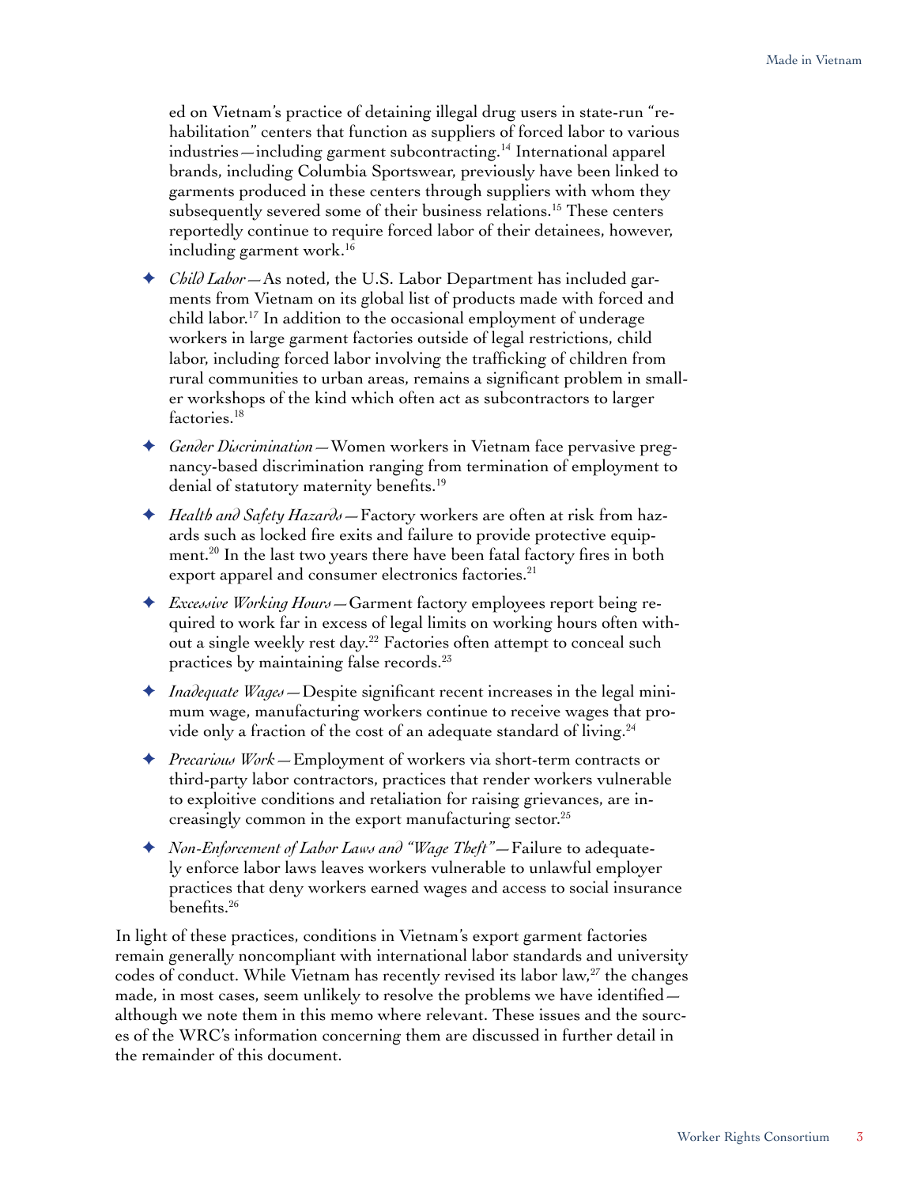ed on Vietnam's practice of detaining illegal drug users in state-run "rehabilitation" centers that function as suppliers of forced labor to various industries—including garment subcontracting.[14] International apparel brands, including Columbia Sportswear, previously have been linked to garments produced in these centers through suppliers with whom they subsequently severed some of their business relations.[15] These centers reportedly continue to require forced labor of their detainees, however, including garment work.[16]

- *Child Labor*—As noted, the U.S. Labor Department has included garments from Vietnam on its global list of products made with forced and child labor.[17] In addition to the occasional employment of underage workers in large garment factories outside of legal restrictions, child labor, including forced labor involving the trafficking of children from rural communities to urban areas, remains a significant problem in smaller workshops of the kind which often act as subcontractors to larger factories.[18]
- *Gender Discrimination*—Women workers in Vietnam face pervasive pregnancy-based discrimination ranging from termination of employment to denial of statutory maternity benefits.[19]
- *Health and Safety Hazards*—Factory workers are often at risk from hazards such as locked fire exits and failure to provide protective equipment.[20] In the last two years there have been fatal factory fires in both export apparel and consumer electronics factories.[21]
- *Excessive Working Hours*—Garment factory employees report being required to work far in excess of legal limits on working hours often without a single weekly rest day.[22] Factories often attempt to conceal such practices by maintaining false records.[23]
- *Inadequate Wages*—Despite significant recent increases in the legal minimum wage, manufacturing workers continue to receive wages that provide only a fraction of the cost of an adequate standard of living.[24]
- *Precarious Work*—Employment of workers via short-term contracts or third-party labor contractors, practices that render workers vulnerable to exploitive conditions and retaliation for raising grievances, are increasingly common in the export manufacturing sector.[25]
- *Non-Enforcement of Labor Laws and "Wage Theft"*—Failure to adequately enforce labor laws leaves workers vulnerable to unlawful employer practices that deny workers earned wages and access to social insurance benefits.[26]

In light of these practices, conditions in Vietnam's export garment factories remain generally noncompliant with international labor standards and university codes of conduct. While Vietnam has recently revised its labor law,[27] the changes made, in most cases, seem unlikely to resolve the problems we have identified—although we note them in this memo where relevant. These issues and the sources of the WRC's information concerning them are discussed in further detail in the remainder of this document.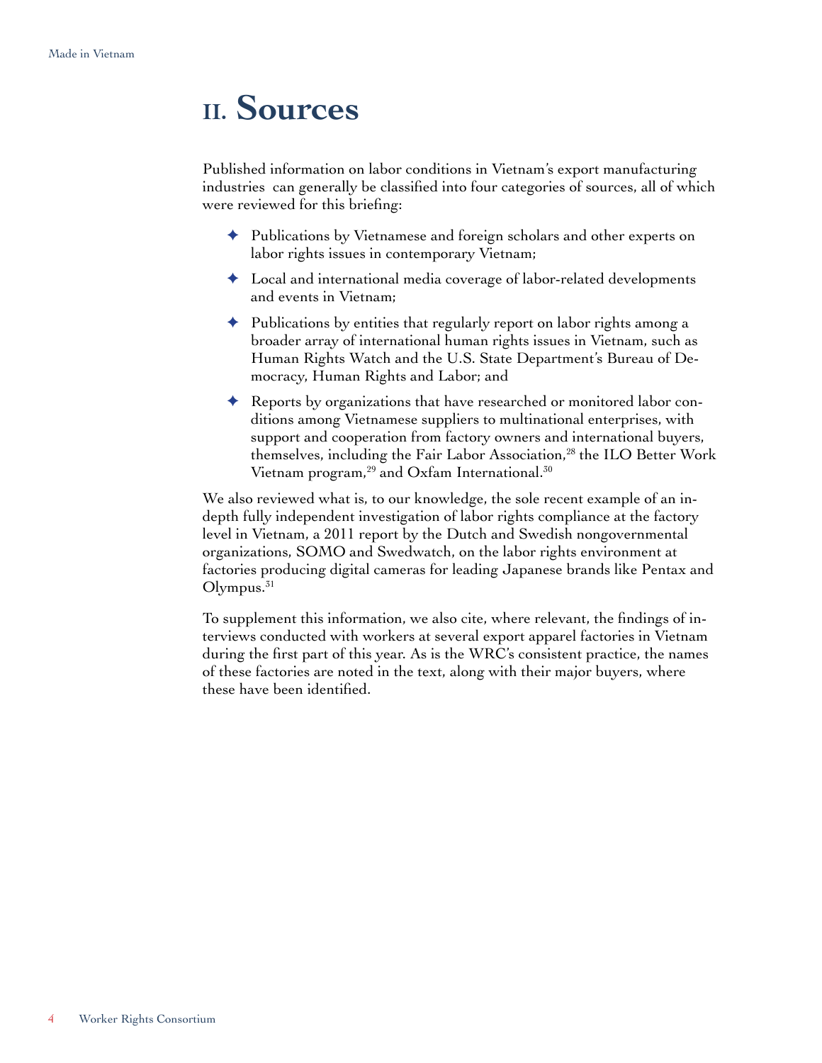# II. Sources

Published information on labor conditions in Vietnam's export manufacturing industries can generally be classified into four categories of sources, all of which were reviewed for this briefing:

- Publications by Vietnamese and foreign scholars and other experts on labor rights issues in contemporary Vietnam;
- Local and international media coverage of labor-related developments and events in Vietnam;
- Publications by entities that regularly report on labor rights among a broader array of international human rights issues in Vietnam, such as Human Rights Watch and the U.S. State Department's Bureau of Democracy, Human Rights and Labor; and
- Reports by organizations that have researched or monitored labor conditions among Vietnamese suppliers to multinational enterprises, with support and cooperation from factory owners and international buyers, themselves, including the Fair Labor Association,[28] the ILO Better Work Vietnam program,[29] and Oxfam International.[30]

We also reviewed what is, to our knowledge, the sole recent example of an in-depth fully independent investigation of labor rights compliance at the factory level in Vietnam, a 2011 report by the Dutch and Swedish nongovernmental organizations, SOMO and Swedwatch, on the labor rights environment at factories producing digital cameras for leading Japanese brands like Pentax and Olympus.[31]

To supplement this information, we also cite, where relevant, the findings of interviews conducted with workers at several export apparel factories in Vietnam during the first part of this year. As is the WRC's consistent practice, the names of these factories are noted in the text, along with their major buyers, where these have been identified.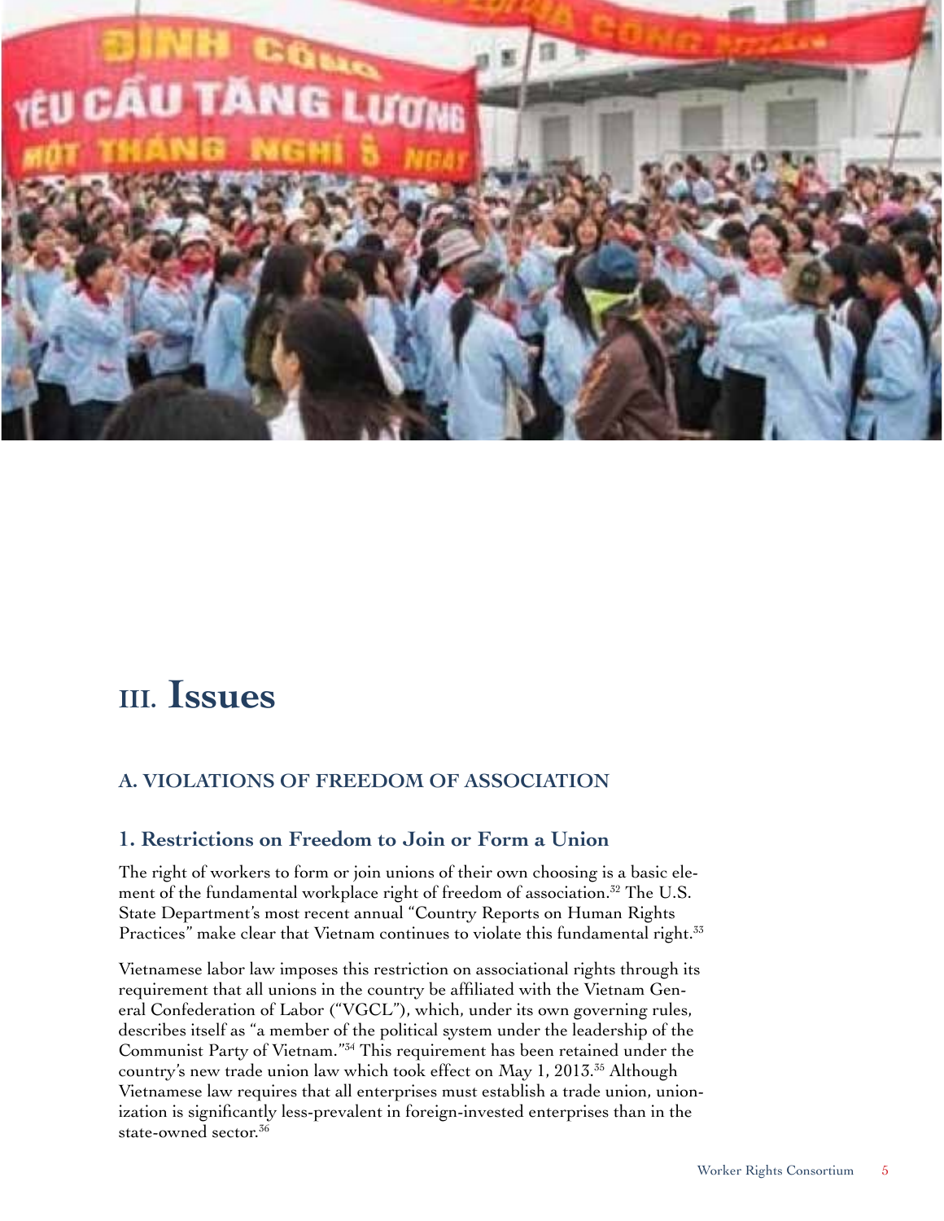# III. Issues

## A. VIOLATIONS OF FREEDOM OF ASSOCIATION

### 1. Restrictions on Freedom to Join or Form a Union

The right of workers to form or join unions of their own choosing is a basic element of the fundamental workplace right of freedom of association.[32] The U.S. State Department's most recent annual "Country Reports on Human Rights Practices" make clear that Vietnam continues to violate this fundamental right.[33]

Vietnamese labor law imposes this restriction on associational rights through its requirement that all unions in the country be affiliated with the Vietnam General Confederation of Labor ("VGCL"), which, under its own governing rules, describes itself as "a member of the political system under the leadership of the Communist Party of Vietnam."[34] This requirement has been retained under the country's new trade union law which took effect on May 1, 2013.[35] Although Vietnamese law requires that all enterprises must establish a trade union, unionization is significantly less-prevalent in foreign-invested enterprises than in the state-owned sector.[36]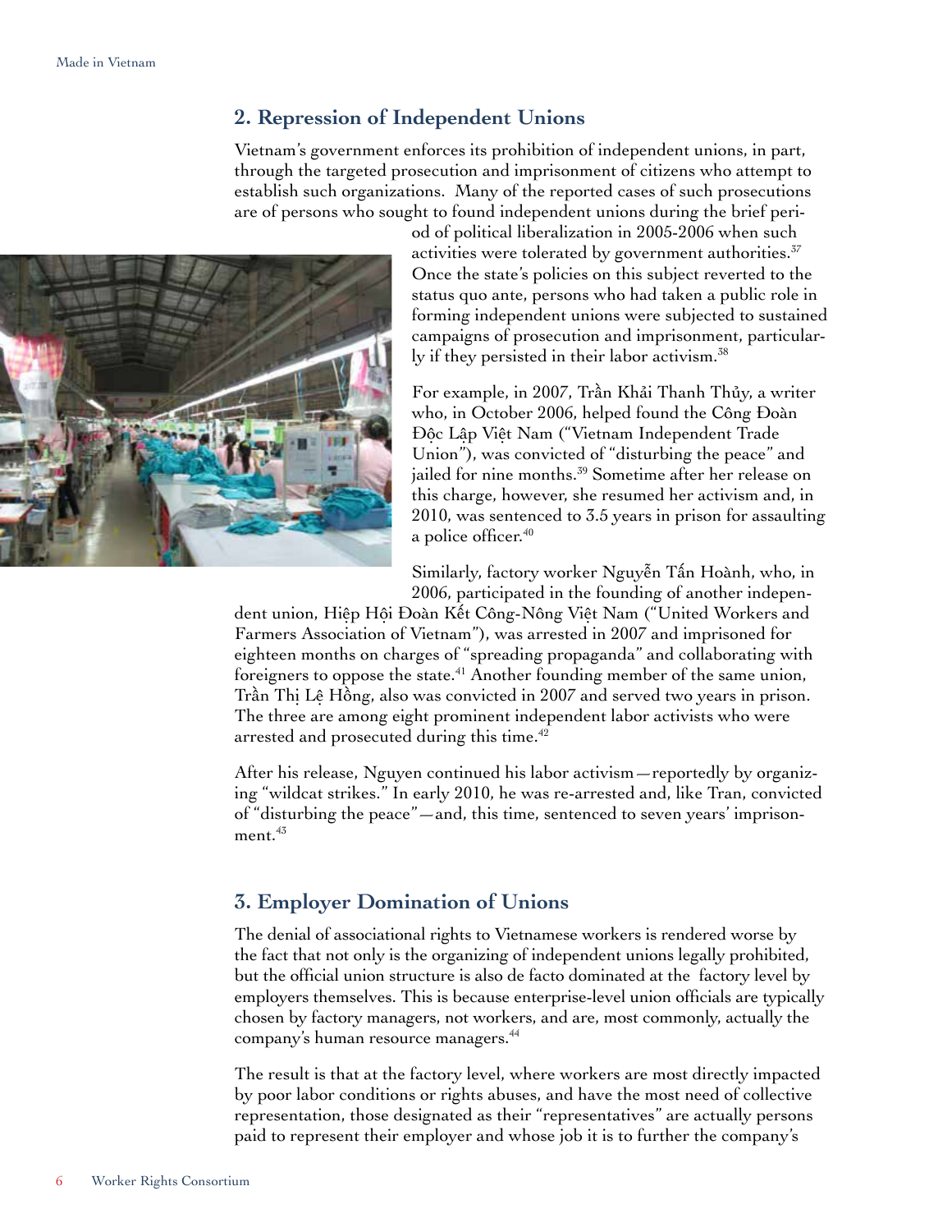## 2. Repression of Independent Unions

Vietnam's government enforces its prohibition of independent unions, in part, through the targeted prosecution and imprisonment of citizens who attempt to establish such organizations. Many of the reported cases of such prosecutions are of persons who sought to found independent unions during the brief period of political liberalization in 2005-2006 when such activities were tolerated by government authorities.[37] Once the state's policies on this subject reverted to the status quo ante, persons who had taken a public role in forming independent unions were subjected to sustained campaigns of prosecution and imprisonment, particularly if they persisted in their labor activism.[38]

For example, in 2007, Trần Khải Thanh Thủy, a writer who, in October 2006, helped found the Công Đoàn Độc Lập Việt Nam ("Vietnam Independent Trade Union"), was convicted of "disturbing the peace" and jailed for nine months.[39] Sometime after her release on this charge, however, she resumed her activism and, in 2010, was sentenced to 3.5 years in prison for assaulting a police officer.[40]

Similarly, factory worker Nguyễn Tấn Hoành, who, in 2006, participated in the founding of another independent union, Hiệp Hội Đoàn Kết Công-Nông Việt Nam ("United Workers and Farmers Association of Vietnam"), was arrested in 2007 and imprisoned for eighteen months on charges of "spreading propaganda" and collaborating with foreigners to oppose the state.[41] Another founding member of the same union, Trần Thị Lệ Hồng, also was convicted in 2007 and served two years in prison. The three are among eight prominent independent labor activists who were arrested and prosecuted during this time.[42]

After his release, Nguyen continued his labor activism—reportedly by organizing "wildcat strikes." In early 2010, he was re-arrested and, like Tran, convicted of "disturbing the peace"—and, this time, sentenced to seven years' imprisonment.[43]

## 3. Employer Domination of Unions

The denial of associational rights to Vietnamese workers is rendered worse by the fact that not only is the organizing of independent unions legally prohibited, but the official union structure is also de facto dominated at the factory level by employers themselves. This is because enterprise-level union officials are typically chosen by factory managers, not workers, and are, most commonly, actually the company's human resource managers.[44]

The result is that at the factory level, where workers are most directly impacted by poor labor conditions or rights abuses, and have the most need of collective representation, those designated as their "representatives" are actually persons paid to represent their employer and whose job it is to further the company's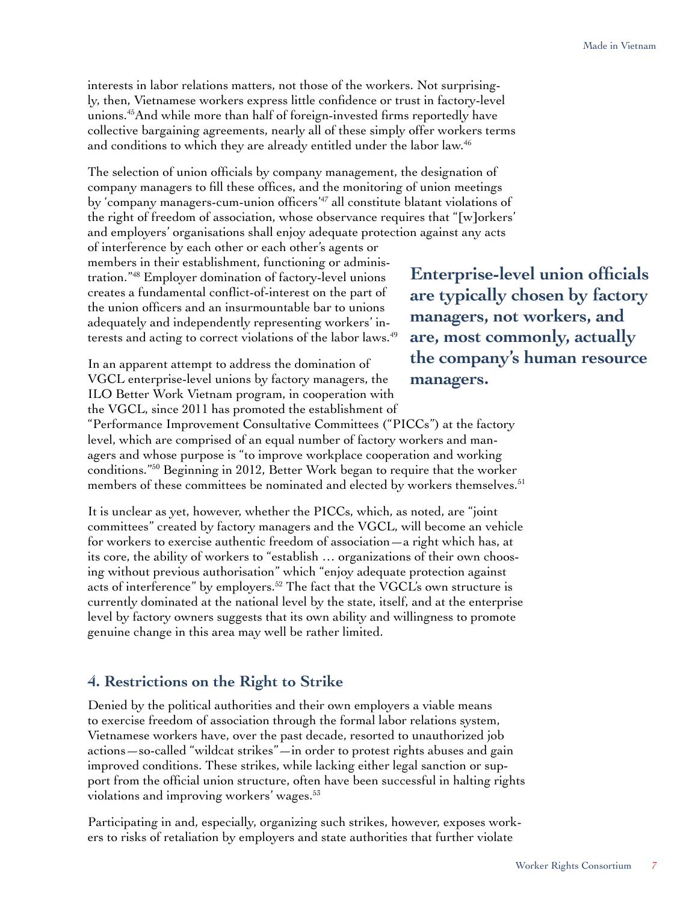interests in labor relations matters, not those of the workers. Not surprisingly, then, Vietnamese workers express little confidence or trust in factory-level unions.[45] And while more than half of foreign-invested firms reportedly have collective bargaining agreements, nearly all of these simply offer workers terms and conditions to which they are already entitled under the labor law.[46]

The selection of union officials by company management, the designation of company managers to fill these offices, and the monitoring of union meetings by 'company managers-cum-union officers'[47] all constitute blatant violations of the right of freedom of association, whose observance requires that "[w]orkers' and employers' organisations shall enjoy adequate protection against any acts of interference by each other or each other's agents or members in their establishment, functioning or administration."[48] Employer domination of factory-level unions creates a fundamental conflict-of-interest on the part of the union officers and an insurmountable bar to unions adequately and independently representing workers' interests and acting to correct violations of the labor laws.[49]

**Enterprise-level union officials are typically chosen by factory managers, not workers, and are, most commonly, actually the company's human resource managers.**

In an apparent attempt to address the domination of VGCL enterprise-level unions by factory managers, the ILO Better Work Vietnam program, in cooperation with the VGCL, since 2011 has promoted the establishment of "Performance Improvement Consultative Committees ("PICCs") at the factory level, which are comprised of an equal number of factory workers and managers and whose purpose is "to improve workplace cooperation and working conditions."[50] Beginning in 2012, Better Work began to require that the worker members of these committees be nominated and elected by workers themselves.[51]

It is unclear as yet, however, whether the PICCs, which, as noted, are "joint committees" created by factory managers and the VGCL, will become an vehicle for workers to exercise authentic freedom of association—a right which has, at its core, the ability of workers to "establish … organizations of their own choosing without previous authorisation" which "enjoy adequate protection against acts of interference" by employers.[52] The fact that the VGCL's own structure is currently dominated at the national level by the state, itself, and at the enterprise level by factory owners suggests that its own ability and willingness to promote genuine change in this area may well be rather limited.

## 4. Restrictions on the Right to Strike

Denied by the political authorities and their own employers a viable means to exercise freedom of association through the formal labor relations system, Vietnamese workers have, over the past decade, resorted to unauthorized job actions—so-called "wildcat strikes"—in order to protest rights abuses and gain improved conditions. These strikes, while lacking either legal sanction or support from the official union structure, often have been successful in halting rights violations and improving workers' wages.[53]

Participating in and, especially, organizing such strikes, however, exposes workers to risks of retaliation by employers and state authorities that further violate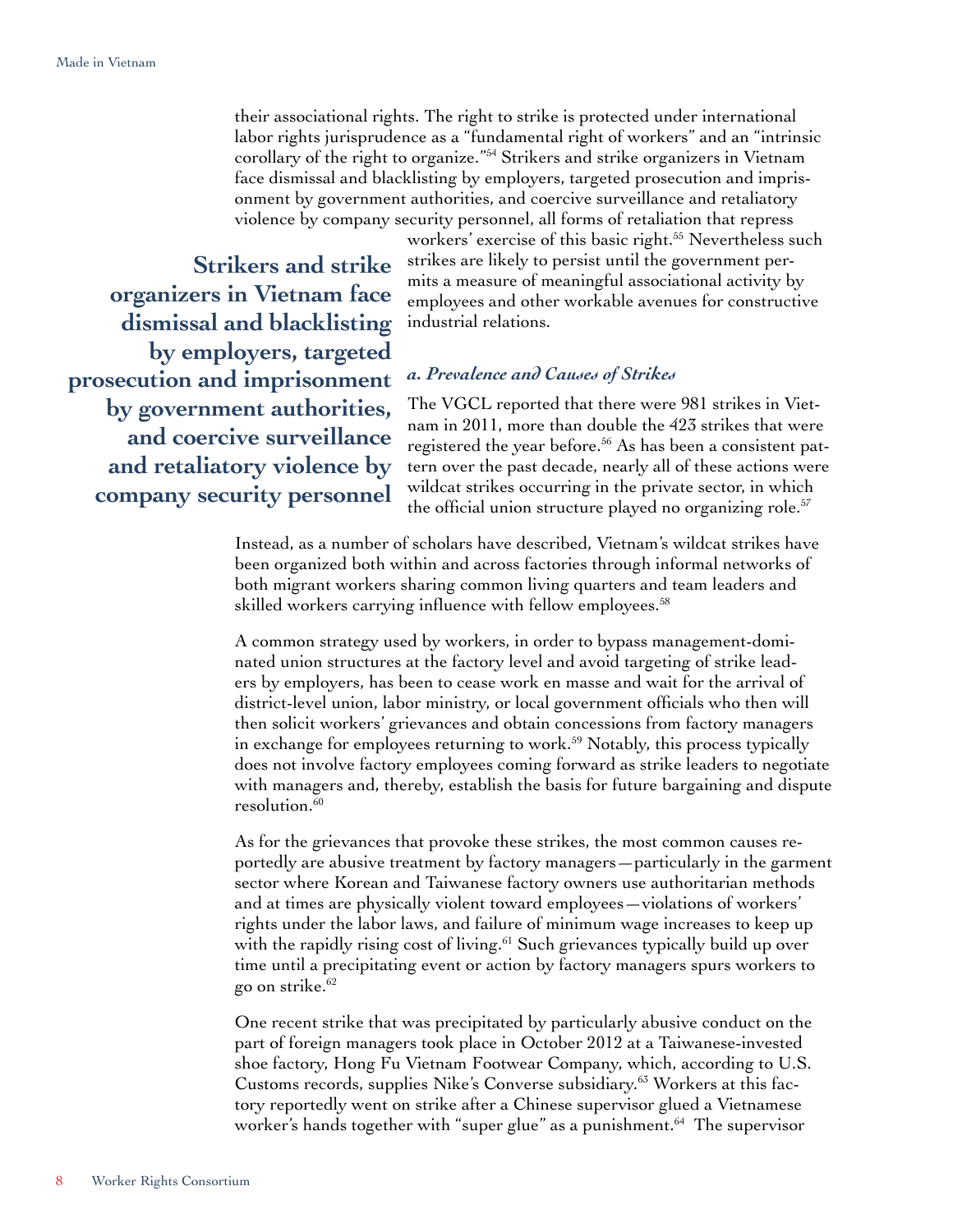their associational rights. The right to strike is protected under international labor rights jurisprudence as a "fundamental right of workers" and an "intrinsic corollary of the right to organize."[54] Strikers and strike organizers in Vietnam face dismissal and blacklisting by employers, targeted prosecution and imprisonment by government authorities, and coercive surveillance and retaliatory violence by company security personnel, all forms of retaliation that repress workers' exercise of this basic right.[55] Nevertheless such strikes are likely to persist until the government permits a measure of meaningful associational activity by employees and other workable avenues for constructive industrial relations.

**Strikers and strike organizers in Vietnam face dismissal and blacklisting by employers, targeted prosecution and imprisonment by government authorities, and coercive surveillance and retaliatory violence by company security personnel**

### *a. Prevalence and Causes of Strikes*

The VGCL reported that there were 981 strikes in Vietnam in 2011, more than double the 423 strikes that were registered the year before.[56] As has been a consistent pattern over the past decade, nearly all of these actions were wildcat strikes occurring in the private sector, in which the official union structure played no organizing role.[57]

Instead, as a number of scholars have described, Vietnam's wildcat strikes have been organized both within and across factories through informal networks of both migrant workers sharing common living quarters and team leaders and skilled workers carrying influence with fellow employees.[58]

A common strategy used by workers, in order to bypass management-dominated union structures at the factory level and avoid targeting of strike leaders by employers, has been to cease work en masse and wait for the arrival of district-level union, labor ministry, or local government officials who then will then solicit workers' grievances and obtain concessions from factory managers in exchange for employees returning to work.[59] Notably, this process typically does not involve factory employees coming forward as strike leaders to negotiate with managers and, thereby, establish the basis for future bargaining and dispute resolution.[60]

As for the grievances that provoke these strikes, the most common causes reportedly are abusive treatment by factory managers—particularly in the garment sector where Korean and Taiwanese factory owners use authoritarian methods and at times are physically violent toward employees—violations of workers' rights under the labor laws, and failure of minimum wage increases to keep up with the rapidly rising cost of living.[61] Such grievances typically build up over time until a precipitating event or action by factory managers spurs workers to go on strike.[62]

One recent strike that was precipitated by particularly abusive conduct on the part of foreign managers took place in October 2012 at a Taiwanese-invested shoe factory, Hong Fu Vietnam Footwear Company, which, according to U.S. Customs records, supplies Nike's Converse subsidiary.[63] Workers at this factory reportedly went on strike after a Chinese supervisor glued a Vietnamese worker's hands together with "super glue" as a punishment.[64] The supervisor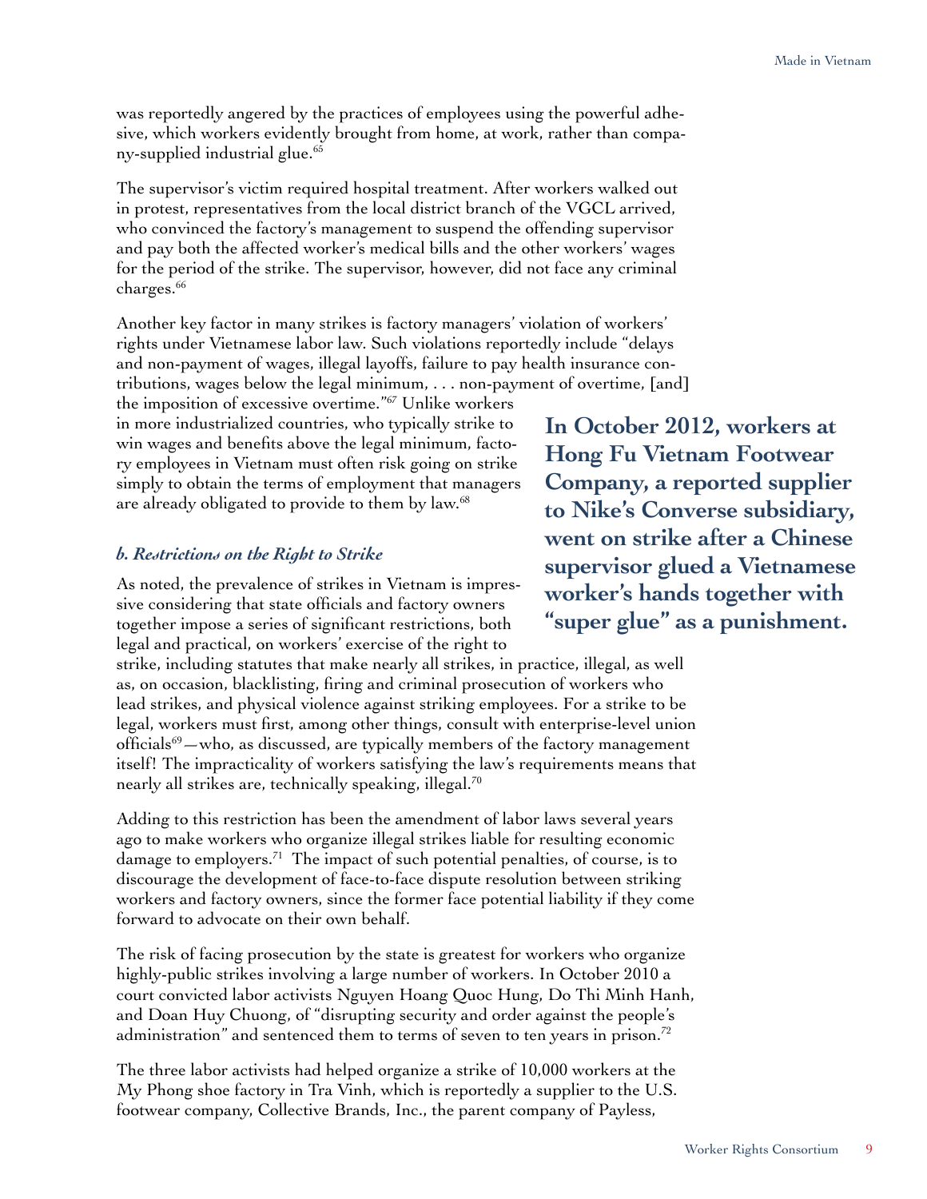was reportedly angered by the practices of employees using the powerful adhesive, which workers evidently brought from home, at work, rather than company-supplied industrial glue.[65]

The supervisor's victim required hospital treatment. After workers walked out in protest, representatives from the local district branch of the VGCL arrived, who convinced the factory's management to suspend the offending supervisor and pay both the affected worker's medical bills and the other workers' wages for the period of the strike. The supervisor, however, did not face any criminal charges.[66]

Another key factor in many strikes is factory managers' violation of workers' rights under Vietnamese labor law. Such violations reportedly include "delays and non-payment of wages, illegal layoffs, failure to pay health insurance contributions, wages below the legal minimum, . . . non-payment of overtime, [and] the imposition of excessive overtime."[67] Unlike workers in more industrialized countries, who typically strike to win wages and benefits above the legal minimum, factory employees in Vietnam must often risk going on strike simply to obtain the terms of employment that managers are already obligated to provide to them by law.[68]

**In October 2012, workers at Hong Fu Vietnam Footwear Company, a reported supplier to Nike's Converse subsidiary, went on strike after a Chinese supervisor glued a Vietnamese worker's hands together with "super glue" as a punishment.**

### *b. Restrictions on the Right to Strike*

As noted, the prevalence of strikes in Vietnam is impressive considering that state officials and factory owners together impose a series of significant restrictions, both legal and practical, on workers' exercise of the right to strike, including statutes that make nearly all strikes, in practice, illegal, as well as, on occasion, blacklisting, firing and criminal prosecution of workers who lead strikes, and physical violence against striking employees. For a strike to be legal, workers must first, among other things, consult with enterprise-level union officials[69]—who, as discussed, are typically members of the factory management itself! The impracticality of workers satisfying the law's requirements means that nearly all strikes are, technically speaking, illegal.[70]

Adding to this restriction has been the amendment of labor laws several years ago to make workers who organize illegal strikes liable for resulting economic damage to employers.[71] The impact of such potential penalties, of course, is to discourage the development of face-to-face dispute resolution between striking workers and factory owners, since the former face potential liability if they come forward to advocate on their own behalf.

The risk of facing prosecution by the state is greatest for workers who organize highly-public strikes involving a large number of workers. In October 2010 a court convicted labor activists Nguyen Hoang Quoc Hung, Do Thi Minh Hanh, and Doan Huy Chuong, of "disrupting security and order against the people's administration" and sentenced them to terms of seven to ten years in prison.[72]

The three labor activists had helped organize a strike of 10,000 workers at the My Phong shoe factory in Tra Vinh, which is reportedly a supplier to the U.S. footwear company, Collective Brands, Inc., the parent company of Payless,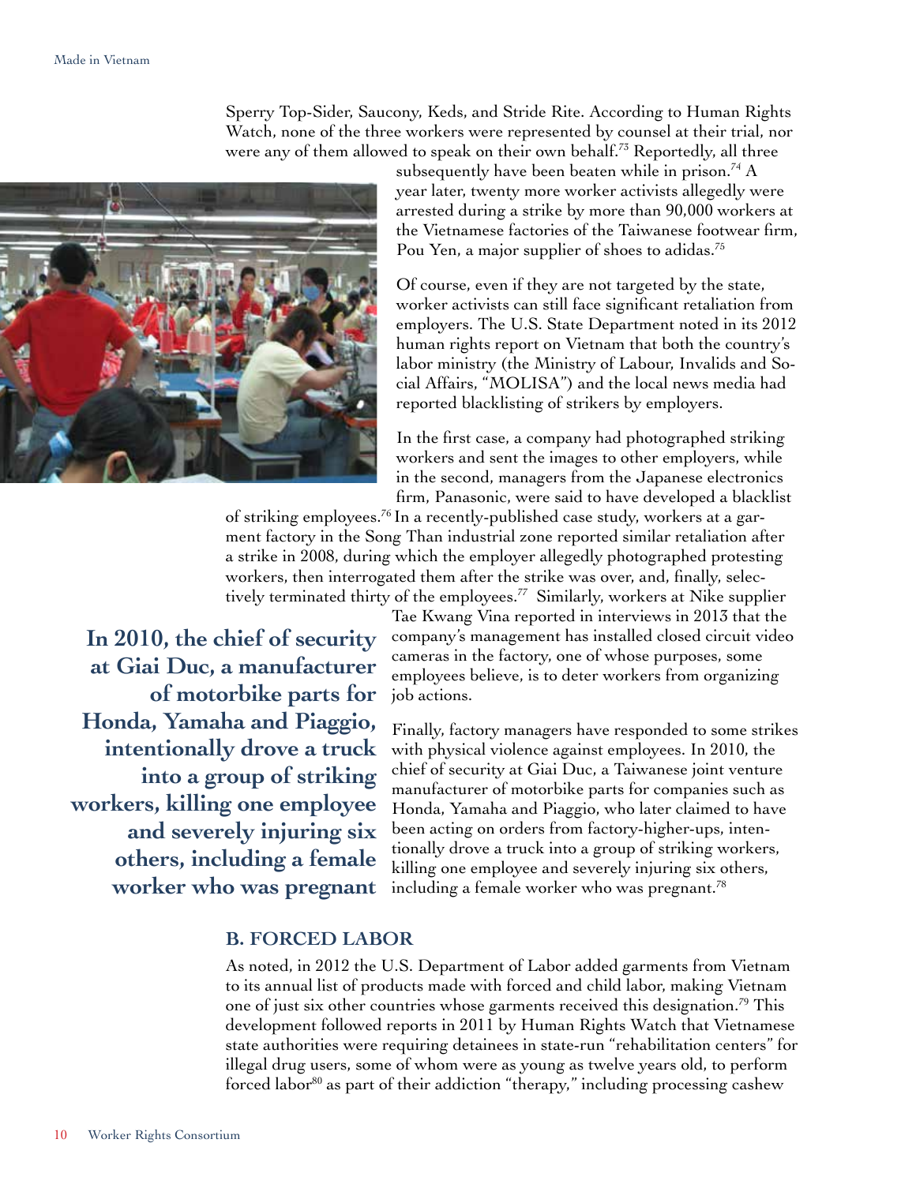Sperry Top-Sider, Saucony, Keds, and Stride Rite. According to Human Rights Watch, none of the three workers were represented by counsel at their trial, nor were any of them allowed to speak on their own behalf.[73] Reportedly, all three subsequently have been beaten while in prison.[74] A year later, twenty more worker activists allegedly were arrested during a strike by more than 90,000 workers at the Vietnamese factories of the Taiwanese footwear firm, Pou Yen, a major supplier of shoes to adidas.[75]

Of course, even if they are not targeted by the state, worker activists can still face significant retaliation from employers. The U.S. State Department noted in its 2012 human rights report on Vietnam that both the country's labor ministry (the Ministry of Labour, Invalids and Social Affairs, "MOLISA") and the local news media had reported blacklisting of strikers by employers.

In the first case, a company had photographed striking workers and sent the images to other employers, while in the second, managers from the Japanese electronics firm, Panasonic, were said to have developed a blacklist of striking employees.[76] In a recently-published case study, workers at a garment factory in the Song Than industrial zone reported similar retaliation after a strike in 2008, during which the employer allegedly photographed protesting workers, then interrogated them after the strike was over, and, finally, selectively terminated thirty of the employees.[77] Similarly, workers at Nike supplier Tae Kwang Vina reported in interviews in 2013 that the company's management has installed closed circuit video cameras in the factory, one of whose purposes, some employees believe, is to deter workers from organizing job actions.

**In 2010, the chief of security at Giai Duc, a manufacturer of motorbike parts for Honda, Yamaha and Piaggio, intentionally drove a truck into a group of striking workers, killing one employee and severely injuring six others, including a female worker who was pregnant**

Finally, factory managers have responded to some strikes with physical violence against employees. In 2010, the chief of security at Giai Duc, a Taiwanese joint venture manufacturer of motorbike parts for companies such as Honda, Yamaha and Piaggio, who later claimed to have been acting on orders from factory-higher-ups, intentionally drove a truck into a group of striking workers, killing one employee and severely injuring six others, including a female worker who was pregnant.[78]

### B. FORCED LABOR

As noted, in 2012 the U.S. Department of Labor added garments from Vietnam to its annual list of products made with forced and child labor, making Vietnam one of just six other countries whose garments received this designation.[79] This development followed reports in 2011 by Human Rights Watch that Vietnamese state authorities were requiring detainees in state-run "rehabilitation centers" for illegal drug users, some of whom were as young as twelve years old, to perform forced labor[80] as part of their addiction "therapy," including processing cashew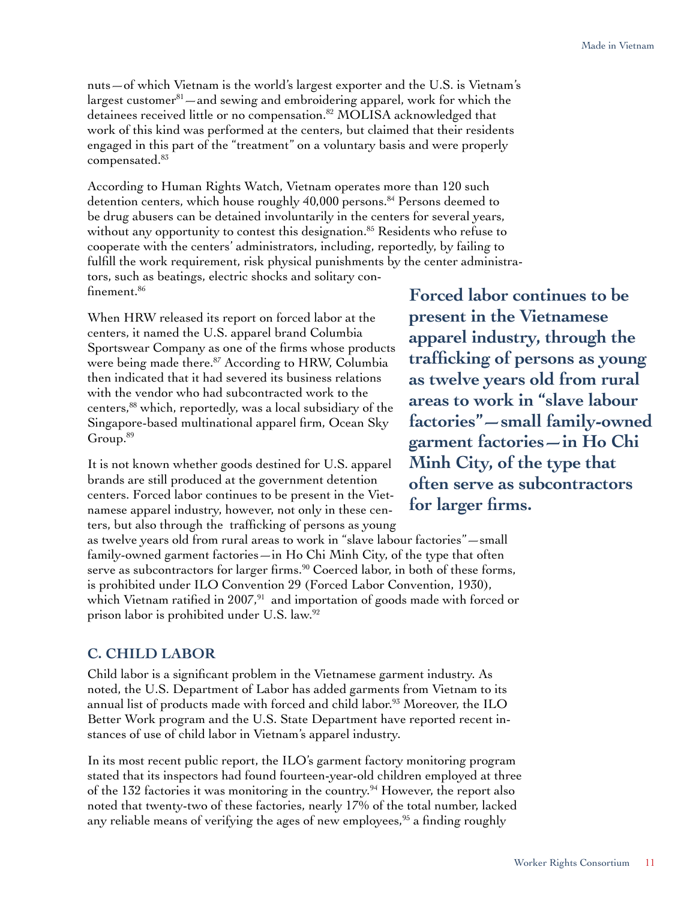nuts—of which Vietnam is the world's largest exporter and the U.S. is Vietnam's largest customer[81]—and sewing and embroidering apparel, work for which the detainees received little or no compensation.[82] MOLISA acknowledged that work of this kind was performed at the centers, but claimed that their residents engaged in this part of the "treatment" on a voluntary basis and were properly compensated.[83]

According to Human Rights Watch, Vietnam operates more than 120 such detention centers, which house roughly 40,000 persons.[84] Persons deemed to be drug abusers can be detained involuntarily in the centers for several years, without any opportunity to contest this designation.[85] Residents who refuse to cooperate with the centers' administrators, including, reportedly, by failing to fulfill the work requirement, risk physical punishments by the center administrators, such as beatings, electric shocks and solitary confinement.[86]

When HRW released its report on forced labor at the centers, it named the U.S. apparel brand Columbia Sportswear Company as one of the firms whose products were being made there.[87] According to HRW, Columbia then indicated that it had severed its business relations with the vendor who had subcontracted work to the centers,[88] which, reportedly, was a local subsidiary of the Singapore-based multinational apparel firm, Ocean Sky Group.[89]

**Forced labor continues to be present in the Vietnamese apparel industry, through the trafficking of persons as young as twelve years old from rural areas to work in "slave labour factories"—small family-owned garment factories—in Ho Chi Minh City, of the type that often serve as subcontractors for larger firms.**

It is not known whether goods destined for U.S. apparel brands are still produced at the government detention centers. Forced labor continues to be present in the Vietnamese apparel industry, however, not only in these centers, but also through the trafficking of persons as young as twelve years old from rural areas to work in "slave labour factories"—small family-owned garment factories—in Ho Chi Minh City, of the type that often serve as subcontractors for larger firms.[90] Coerced labor, in both of these forms, is prohibited under ILO Convention 29 (Forced Labor Convention, 1930), which Vietnam ratified in 2007,[91] and importation of goods made with forced or prison labor is prohibited under U.S. law.[92]

## C. CHILD LABOR

Child labor is a significant problem in the Vietnamese garment industry. As noted, the U.S. Department of Labor has added garments from Vietnam to its annual list of products made with forced and child labor.[93] Moreover, the ILO Better Work program and the U.S. State Department have reported recent instances of use of child labor in Vietnam's apparel industry.

In its most recent public report, the ILO's garment factory monitoring program stated that its inspectors had found fourteen-year-old children employed at three of the 132 factories it was monitoring in the country.[94] However, the report also noted that twenty-two of these factories, nearly 17% of the total number, lacked any reliable means of verifying the ages of new employees,[95] a finding roughly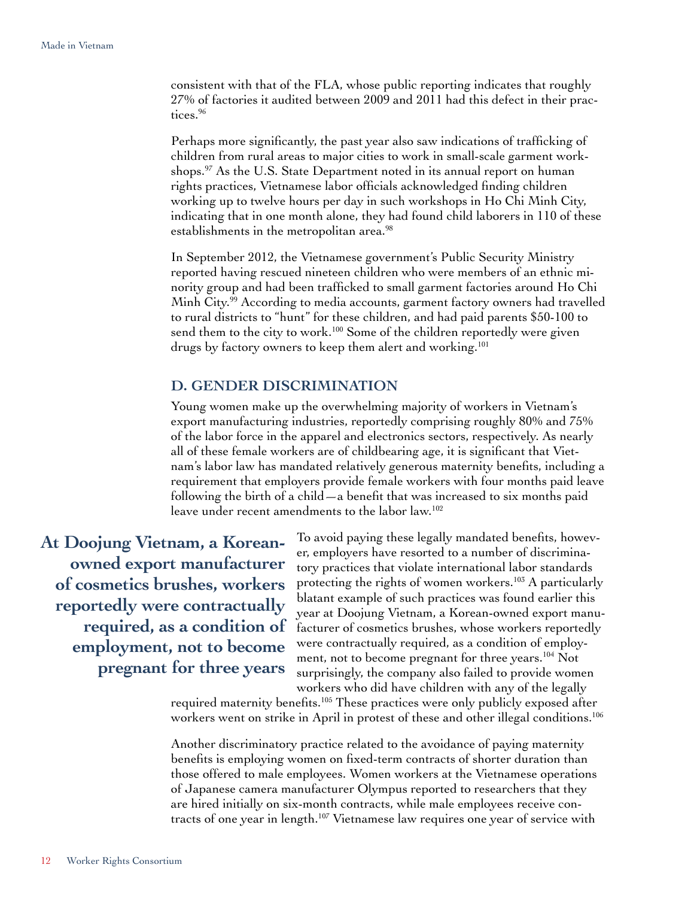consistent with that of the FLA, whose public reporting indicates that roughly 27% of factories it audited between 2009 and 2011 had this defect in their practices.[96]

Perhaps more significantly, the past year also saw indications of trafficking of children from rural areas to major cities to work in small-scale garment workshops.[97] As the U.S. State Department noted in its annual report on human rights practices, Vietnamese labor officials acknowledged finding children working up to twelve hours per day in such workshops in Ho Chi Minh City, indicating that in one month alone, they had found child laborers in 110 of these establishments in the metropolitan area.[98]

In September 2012, the Vietnamese government's Public Security Ministry reported having rescued nineteen children who were members of an ethnic minority group and had been trafficked to small garment factories around Ho Chi Minh City.[99] According to media accounts, garment factory owners had travelled to rural districts to "hunt" for these children, and had paid parents $50-100 to send them to the city to work.[100] Some of the children reportedly were given drugs by factory owners to keep them alert and working.[101]

## D. GENDER DISCRIMINATION

Young women make up the overwhelming majority of workers in Vietnam's export manufacturing industries, reportedly comprising roughly 80% and 75% of the labor force in the apparel and electronics sectors, respectively. As nearly all of these female workers are of childbearing age, it is significant that Vietnam's labor law has mandated relatively generous maternity benefits, including a requirement that employers provide female workers with four months paid leave following the birth of a child—a benefit that was increased to six months paid leave under recent amendments to the labor law.[102]

**At Doojung Vietnam, a Korean-owned export manufacturer of cosmetics brushes, workers reportedly were contractually required, as a condition of employment, not to become pregnant for three years**

To avoid paying these legally mandated benefits, however, employers have resorted to a number of discriminatory practices that violate international labor standards protecting the rights of women workers.[103] A particularly blatant example of such practices was found earlier this year at Doojung Vietnam, a Korean-owned export manufacturer of cosmetics brushes, whose workers reportedly were contractually required, as a condition of employment, not to become pregnant for three years.[104] Not surprisingly, the company also failed to provide women workers who did have children with any of the legally required maternity benefits.[105] These practices were only publicly exposed after workers went on strike in April in protest of these and other illegal conditions.[106]

Another discriminatory practice related to the avoidance of paying maternity benefits is employing women on fixed-term contracts of shorter duration than those offered to male employees. Women workers at the Vietnamese operations of Japanese camera manufacturer Olympus reported to researchers that they are hired initially on six-month contracts, while male employees receive contracts of one year in length.[107] Vietnamese law requires one year of service with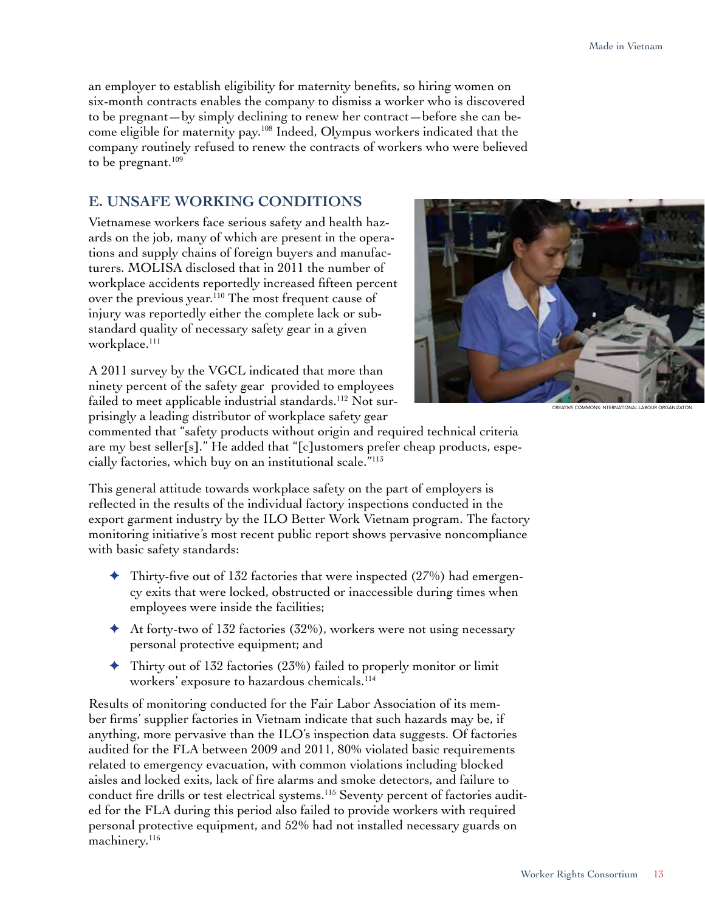an employer to establish eligibility for maternity benefits, so hiring women on six-month contracts enables the company to dismiss a worker who is discovered to be pregnant—by simply declining to renew her contract—before she can become eligible for maternity pay.[108] Indeed, Olympus workers indicated that the company routinely refused to renew the contracts of workers who were believed to be pregnant.[109]

## E. UNSAFE WORKING CONDITIONS

Vietnamese workers face serious safety and health hazards on the job, many of which are present in the operations and supply chains of foreign buyers and manufacturers. MOLISA disclosed that in 2011 the number of workplace accidents reportedly increased fifteen percent over the previous year.[110] The most frequent cause of injury was reportedly either the complete lack or substandard quality of necessary safety gear in a given workplace.[111]

CREATIVE COMMONS: NTERNATIONAL LABOUR ORGANIZATON

A 2011 survey by the VGCL indicated that more than ninety percent of the safety gear provided to employees failed to meet applicable industrial standards.[112] Not surprisingly a leading distributor of workplace safety gear commented that "safety products without origin and required technical criteria are my best seller[s]." He added that "[c]ustomers prefer cheap products, especially factories, which buy on an institutional scale."[113]

This general attitude towards workplace safety on the part of employers is reflected in the results of the individual factory inspections conducted in the export garment industry by the ILO Better Work Vietnam program. The factory monitoring initiative's most recent public report shows pervasive noncompliance with basic safety standards:

- Thirty-five out of 132 factories that were inspected (27%) had emergency exits that were locked, obstructed or inaccessible during times when employees were inside the facilities;
- At forty-two of 132 factories (32%), workers were not using necessary personal protective equipment; and
- Thirty out of 132 factories (23%) failed to properly monitor or limit workers' exposure to hazardous chemicals.[114]

Results of monitoring conducted for the Fair Labor Association of its member firms' supplier factories in Vietnam indicate that such hazards may be, if anything, more pervasive than the ILO's inspection data suggests. Of factories audited for the FLA between 2009 and 2011, 80% violated basic requirements related to emergency evacuation, with common violations including blocked aisles and locked exits, lack of fire alarms and smoke detectors, and failure to conduct fire drills or test electrical systems.[115] Seventy percent of factories audited for the FLA during this period also failed to provide workers with required personal protective equipment, and 52% had not installed necessary guards on machinery.[116]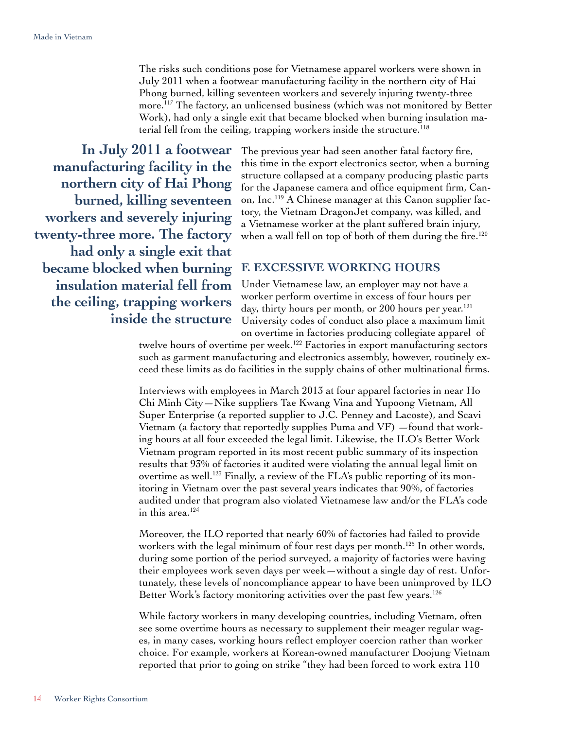The risks such conditions pose for Vietnamese apparel workers were shown in July 2011 when a footwear manufacturing facility in the northern city of Hai Phong burned, killing seventeen workers and severely injuring twenty-three more.[117] The factory, an unlicensed business (which was not monitored by Better Work), had only a single exit that became blocked when burning insulation material fell from the ceiling, trapping workers inside the structure.[118]

**In July 2011 a footwear manufacturing facility in the northern city of Hai Phong burned, killing seventeen workers and severely injuring twenty-three more. The factory had only a single exit that became blocked when burning insulation material fell from the ceiling, trapping workers inside the structure**

The previous year had seen another fatal factory fire, this time in the export electronics sector, when a burning structure collapsed at a company producing plastic parts for the Japanese camera and office equipment firm, Canon, Inc.[119] A Chinese manager at this Canon supplier factory, the Vietnam DragonJet company, was killed, and a Vietnamese worker at the plant suffered brain injury, when a wall fell on top of both of them during the fire.[120]

## F. EXCESSIVE WORKING HOURS

Under Vietnamese law, an employer may not have a worker perform overtime in excess of four hours per day, thirty hours per month, or 200 hours per year.[121] University codes of conduct also place a maximum limit on overtime in factories producing collegiate apparel of twelve hours of overtime per week.[122] Factories in export manufacturing sectors such as garment manufacturing and electronics assembly, however, routinely exceed these limits as do facilities in the supply chains of other multinational firms.

Interviews with employees in March 2013 at four apparel factories in near Ho Chi Minh City—Nike suppliers Tae Kwang Vina and Yupoong Vietnam, All Super Enterprise (a reported supplier to J.C. Penney and Lacoste), and Scavi Vietnam (a factory that reportedly supplies Puma and VF) —found that working hours at all four exceeded the legal limit. Likewise, the ILO's Better Work Vietnam program reported in its most recent public summary of its inspection results that 93% of factories it audited were violating the annual legal limit on overtime as well.[123] Finally, a review of the FLA's public reporting of its monitoring in Vietnam over the past several years indicates that 90%, of factories audited under that program also violated Vietnamese law and/or the FLA's code in this area.[124]

Moreover, the ILO reported that nearly 60% of factories had failed to provide workers with the legal minimum of four rest days per month.[125] In other words, during some portion of the period surveyed, a majority of factories were having their employees work seven days per week—without a single day of rest. Unfortunately, these levels of noncompliance appear to have been unimproved by ILO Better Work's factory monitoring activities over the past few years.[126]

While factory workers in many developing countries, including Vietnam, often see some overtime hours as necessary to supplement their meager regular wages, in many cases, working hours reflect employer coercion rather than worker choice. For example, workers at Korean-owned manufacturer Doojung Vietnam reported that prior to going on strike "they had been forced to work extra 110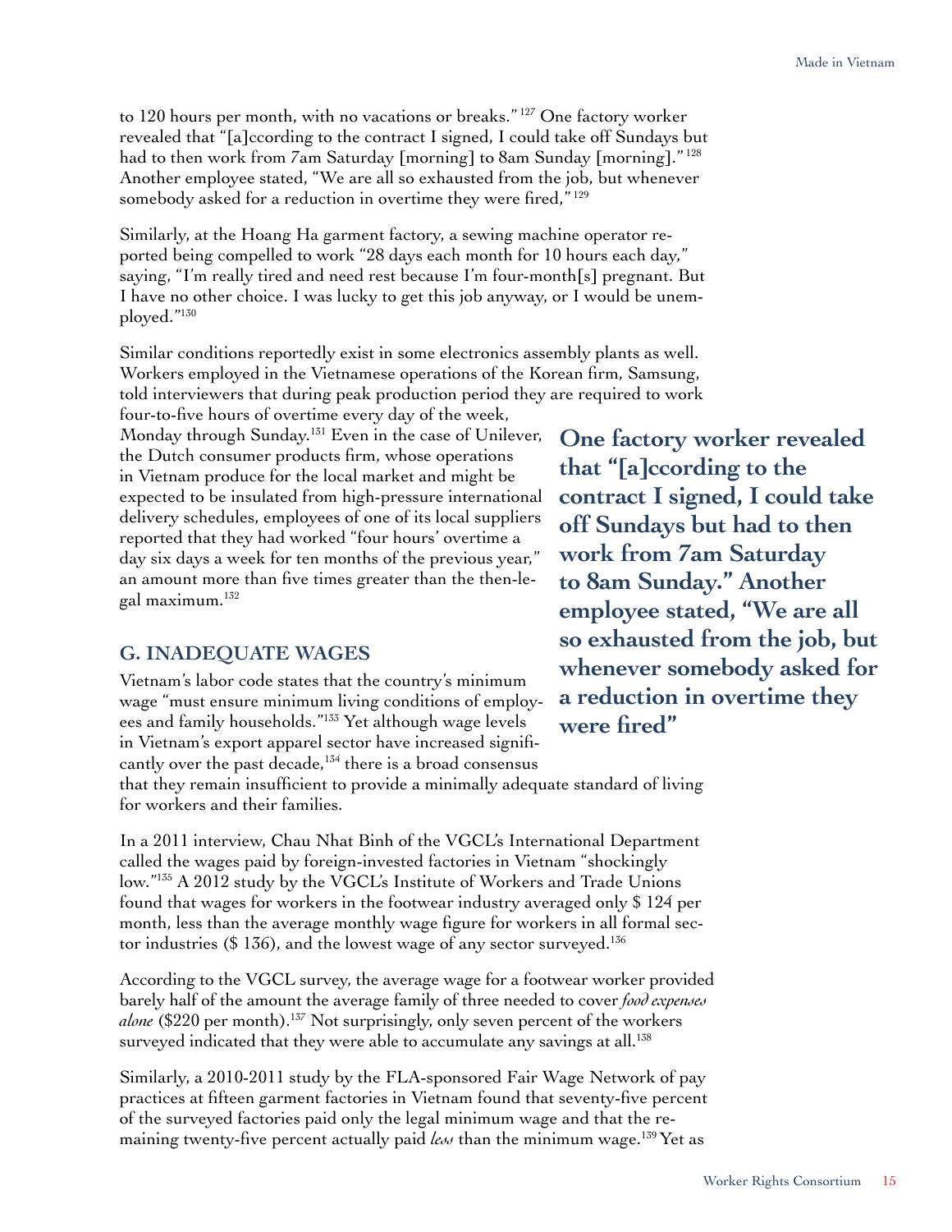to 120 hours per month, with no vacations or breaks."[127] One factory worker revealed that "[a]ccording to the contract I signed, I could take off Sundays but had to then work from 7am Saturday [morning] to 8am Sunday [morning]."[128] Another employee stated, "We are all so exhausted from the job, but whenever somebody asked for a reduction in overtime they were fired,"[129]

Similarly, at the Hoang Ha garment factory, a sewing machine operator reported being compelled to work "28 days each month for 10 hours each day," saying, "I'm really tired and need rest because I'm four-month[s] pregnant. But I have no other choice. I was lucky to get this job anyway, or I would be unemployed."[130]

Similar conditions reportedly exist in some electronics assembly plants as well. Workers employed in the Vietnamese operations of the Korean firm, Samsung, told interviewers that during peak production period they are required to work four-to-five hours of overtime every day of the week, Monday through Sunday.[131] Even in the case of Unilever, the Dutch consumer products firm, whose operations in Vietnam produce for the local market and might be expected to be insulated from high-pressure international delivery schedules, employees of one of its local suppliers reported that they had worked "four hours' overtime a day six days a week for ten months of the previous year," an amount more than five times greater than the then-legal maximum.[132]

**One factory worker revealed that "[a]ccording to the contract I signed, I could take off Sundays but had to then work from 7am Saturday to 8am Sunday." Another employee stated, "We are all so exhausted from the job, but whenever somebody asked for a reduction in overtime they were fired"**

### G. INADEQUATE WAGES

Vietnam's labor code states that the country's minimum wage "must ensure minimum living conditions of employees and family households."[133] Yet although wage levels in Vietnam's export apparel sector have increased significantly over the past decade,[134] there is a broad consensus that they remain insufficient to provide a minimally adequate standard of living for workers and their families.

In a 2011 interview, Chau Nhat Binh of the VGCL's International Department called the wages paid by foreign-invested factories in Vietnam "shockingly low."[135] A 2012 study by the VGCL's Institute of Workers and Trade Unions found that wages for workers in the footwear industry averaged only $ 124 per month, less than the average monthly wage figure for workers in all formal sector industries ($ 136), and the lowest wage of any sector surveyed.[136]

According to the VGCL survey, the average wage for a footwear worker provided barely half of the amount the average family of three needed to cover *food expenses alone* ($220 per month).[137] Not surprisingly, only seven percent of the workers surveyed indicated that they were able to accumulate any savings at all.[138]

Similarly, a 2010-2011 study by the FLA-sponsored Fair Wage Network of pay practices at fifteen garment factories in Vietnam found that seventy-five percent of the surveyed factories paid only the legal minimum wage and that the remaining twenty-five percent actually paid *less* than the minimum wage.[139] Yet as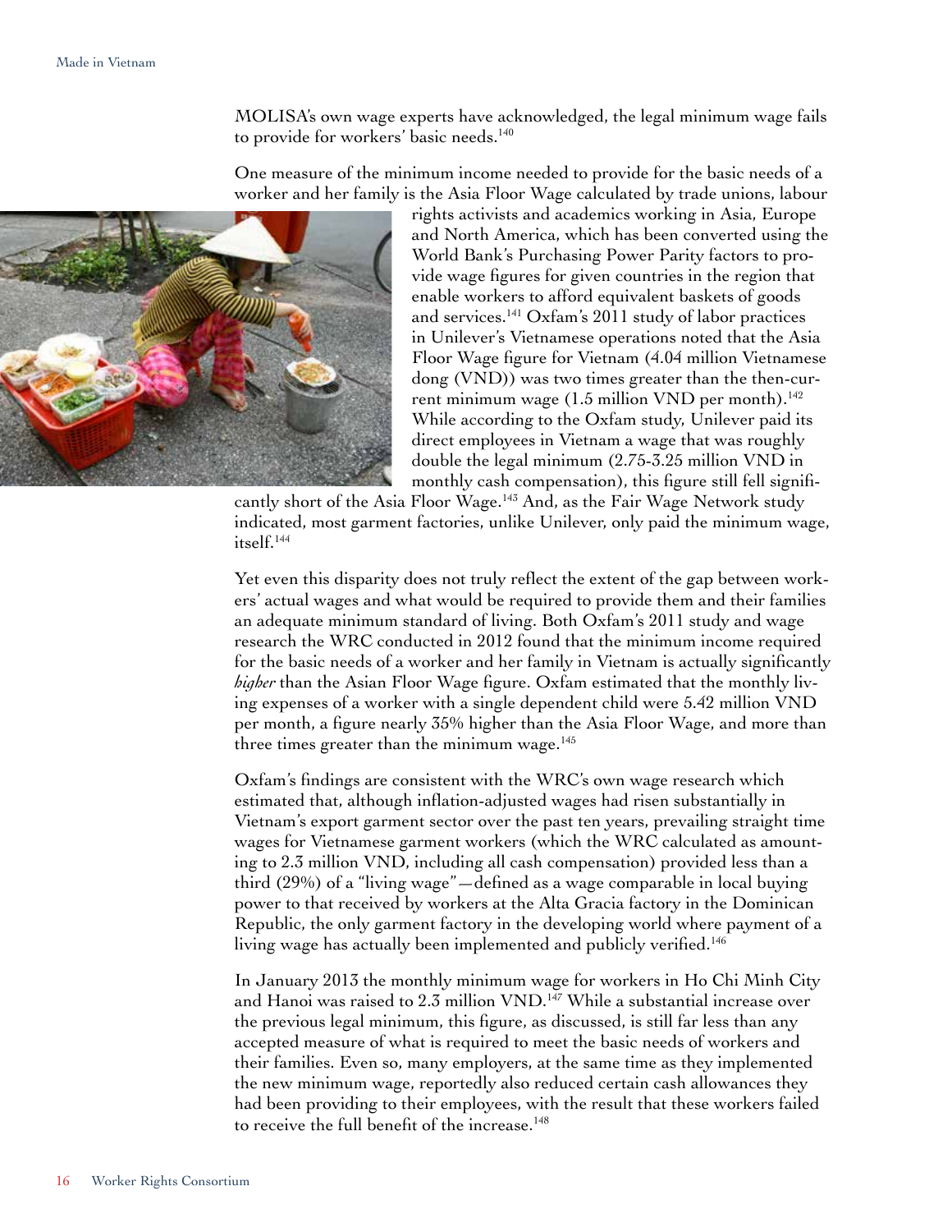MOLISA's own wage experts have acknowledged, the legal minimum wage fails to provide for workers' basic needs.[140]

One measure of the minimum income needed to provide for the basic needs of a worker and her family is the Asia Floor Wage calculated by trade unions, labour rights activists and academics working in Asia, Europe and North America, which has been converted using the World Bank's Purchasing Power Parity factors to provide wage figures for given countries in the region that enable workers to afford equivalent baskets of goods and services.[141] Oxfam's 2011 study of labor practices in Unilever's Vietnamese operations noted that the Asia Floor Wage figure for Vietnam (4.04 million Vietnamese dong (VND)) was two times greater than the then-current minimum wage (1.5 million VND per month).[142] While according to the Oxfam study, Unilever paid its direct employees in Vietnam a wage that was roughly double the legal minimum (2.75-3.25 million VND in monthly cash compensation), this figure still fell significantly short of the Asia Floor Wage.[143] And, as the Fair Wage Network study indicated, most garment factories, unlike Unilever, only paid the minimum wage, itself.[144]

Yet even this disparity does not truly reflect the extent of the gap between workers' actual wages and what would be required to provide them and their families an adequate minimum standard of living. Both Oxfam's 2011 study and wage research the WRC conducted in 2012 found that the minimum income required for the basic needs of a worker and her family in Vietnam is actually significantly *higher* than the Asian Floor Wage figure. Oxfam estimated that the monthly living expenses of a worker with a single dependent child were 5.42 million VND per month, a figure nearly 35% higher than the Asia Floor Wage, and more than three times greater than the minimum wage.[145]

Oxfam's findings are consistent with the WRC's own wage research which estimated that, although inflation-adjusted wages had risen substantially in Vietnam's export garment sector over the past ten years, prevailing straight time wages for Vietnamese garment workers (which the WRC calculated as amounting to 2.3 million VND, including all cash compensation) provided less than a third (29%) of a "living wage"—defined as a wage comparable in local buying power to that received by workers at the Alta Gracia factory in the Dominican Republic, the only garment factory in the developing world where payment of a living wage has actually been implemented and publicly verified.[146]

In January 2013 the monthly minimum wage for workers in Ho Chi Minh City and Hanoi was raised to 2.3 million VND.[147] While a substantial increase over the previous legal minimum, this figure, as discussed, is still far less than any accepted measure of what is required to meet the basic needs of workers and their families. Even so, many employers, at the same time as they implemented the new minimum wage, reportedly also reduced certain cash allowances they had been providing to their employees, with the result that these workers failed to receive the full benefit of the increase.[148]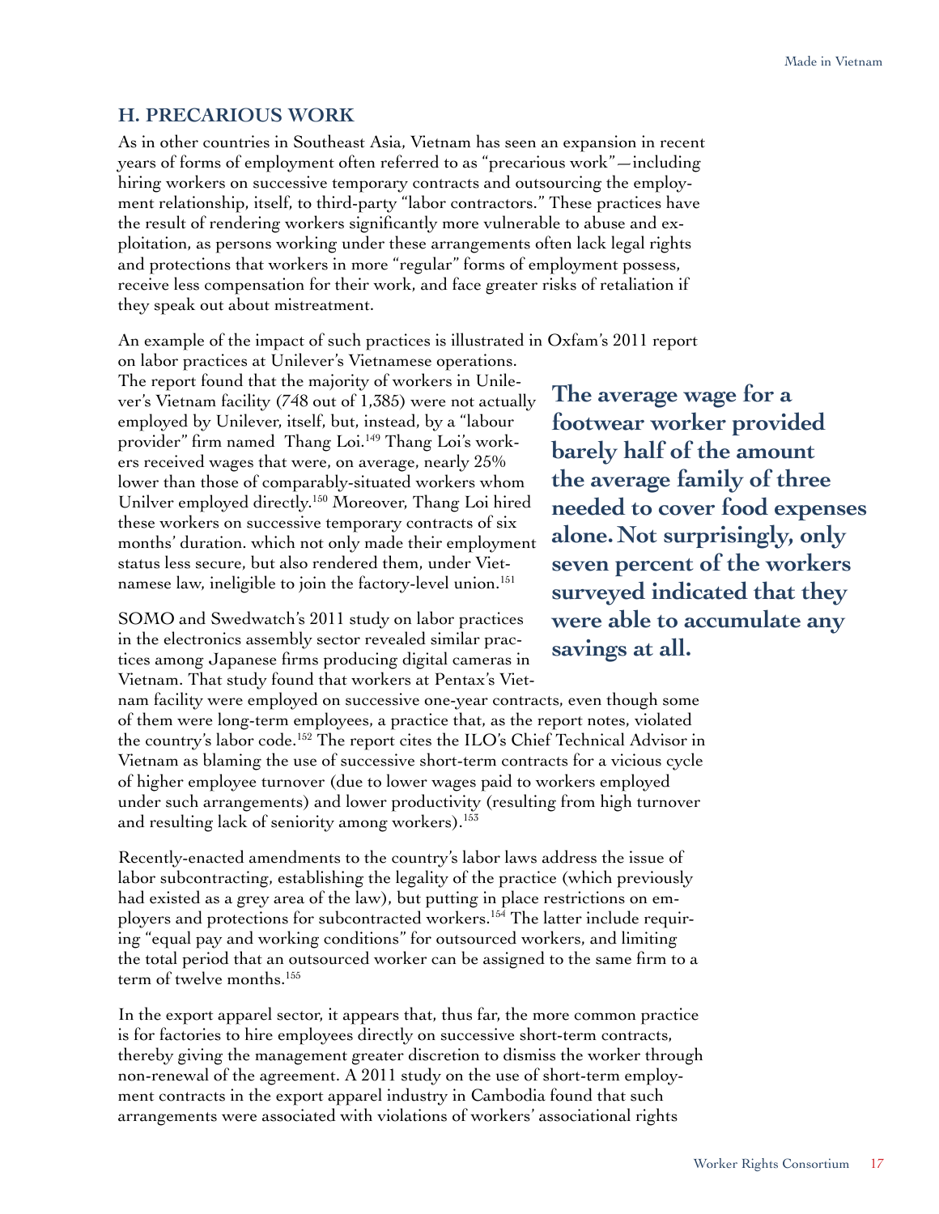## H. PRECARIOUS WORK

As in other countries in Southeast Asia, Vietnam has seen an expansion in recent years of forms of employment often referred to as "precarious work"—including hiring workers on successive temporary contracts and outsourcing the employment relationship, itself, to third-party "labor contractors." These practices have the result of rendering workers significantly more vulnerable to abuse and exploitation, as persons working under these arrangements often lack legal rights and protections that workers in more "regular" forms of employment possess, receive less compensation for their work, and face greater risks of retaliation if they speak out about mistreatment.

An example of the impact of such practices is illustrated in Oxfam's 2011 report on labor practices at Unilever's Vietnamese operations. The report found that the majority of workers in Unilever's Vietnam facility (748 out of 1,385) were not actually employed by Unilever, itself, but, instead, by a "labour provider" firm named Thang Loi.[149] Thang Loi's workers received wages that were, on average, nearly 25% lower than those of comparably-situated workers whom Unilver employed directly.[150] Moreover, Thang Loi hired these workers on successive temporary contracts of six months' duration. which not only made their employment status less secure, but also rendered them, under Vietnamese law, ineligible to join the factory-level union.[151]

**The average wage for a footwear worker provided barely half of the amount the average family of three needed to cover food expenses alone. Not surprisingly, only seven percent of the workers surveyed indicated that they were able to accumulate any savings at all.**

SOMO and Swedwatch's 2011 study on labor practices in the electronics assembly sector revealed similar practices among Japanese firms producing digital cameras in Vietnam. That study found that workers at Pentax's Vietnam facility were employed on successive one-year contracts, even though some of them were long-term employees, a practice that, as the report notes, violated the country's labor code.[152] The report cites the ILO's Chief Technical Advisor in Vietnam as blaming the use of successive short-term contracts for a vicious cycle of higher employee turnover (due to lower wages paid to workers employed under such arrangements) and lower productivity (resulting from high turnover and resulting lack of seniority among workers).[153]

Recently-enacted amendments to the country's labor laws address the issue of labor subcontracting, establishing the legality of the practice (which previously had existed as a grey area of the law), but putting in place restrictions on employers and protections for subcontracted workers.[154] The latter include requiring "equal pay and working conditions" for outsourced workers, and limiting the total period that an outsourced worker can be assigned to the same firm to a term of twelve months.[155]

In the export apparel sector, it appears that, thus far, the more common practice is for factories to hire employees directly on successive short-term contracts, thereby giving the management greater discretion to dismiss the worker through non-renewal of the agreement. A 2011 study on the use of short-term employment contracts in the export apparel industry in Cambodia found that such arrangements were associated with violations of workers' associational rights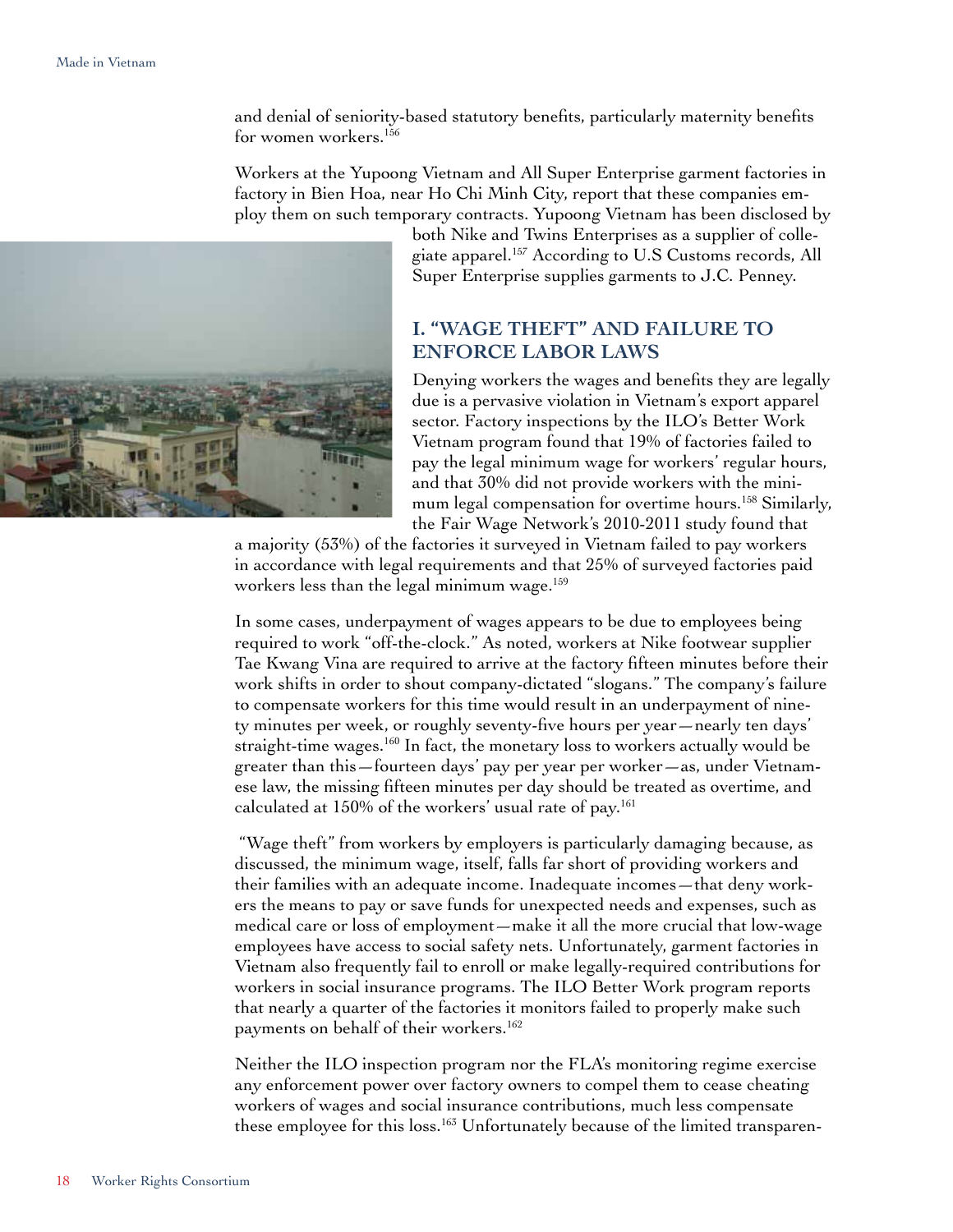and denial of seniority-based statutory benefits, particularly maternity benefits for women workers.[156]

Workers at the Yupoong Vietnam and All Super Enterprise garment factories in factory in Bien Hoa, near Ho Chi Minh City, report that these companies employ them on such temporary contracts. Yupoong Vietnam has been disclosed by both Nike and Twins Enterprises as a supplier of collegiate apparel.[157] According to U.S Customs records, All Super Enterprise supplies garments to J.C. Penney.

## I. "WAGE THEFT" AND FAILURE TO ENFORCE LABOR LAWS

Denying workers the wages and benefits they are legally due is a pervasive violation in Vietnam's export apparel sector. Factory inspections by the ILO's Better Work Vietnam program found that 19% of factories failed to pay the legal minimum wage for workers' regular hours, and that 30% did not provide workers with the minimum legal compensation for overtime hours.[158] Similarly, the Fair Wage Network's 2010-2011 study found that a majority (53%) of the factories it surveyed in Vietnam failed to pay workers in accordance with legal requirements and that 25% of surveyed factories paid workers less than the legal minimum wage.[159]

In some cases, underpayment of wages appears to be due to employees being required to work "off-the-clock." As noted, workers at Nike footwear supplier Tae Kwang Vina are required to arrive at the factory fifteen minutes before their work shifts in order to shout company-dictated "slogans." The company's failure to compensate workers for this time would result in an underpayment of ninety minutes per week, or roughly seventy-five hours per year—nearly ten days' straight-time wages.[160] In fact, the monetary loss to workers actually would be greater than this—fourteen days' pay per year per worker—as, under Vietnamese law, the missing fifteen minutes per day should be treated as overtime, and calculated at 150% of the workers' usual rate of pay.[161]

"Wage theft" from workers by employers is particularly damaging because, as discussed, the minimum wage, itself, falls far short of providing workers and their families with an adequate income. Inadequate incomes—that deny workers the means to pay or save funds for unexpected needs and expenses, such as medical care or loss of employment—make it all the more crucial that low-wage employees have access to social safety nets. Unfortunately, garment factories in Vietnam also frequently fail to enroll or make legally-required contributions for workers in social insurance programs. The ILO Better Work program reports that nearly a quarter of the factories it monitors failed to properly make such payments on behalf of their workers.[162]

Neither the ILO inspection program nor the FLA's monitoring regime exercise any enforcement power over factory owners to compel them to cease cheating workers of wages and social insurance contributions, much less compensate these employee for this loss.[163] Unfortunately because of the limited transparen-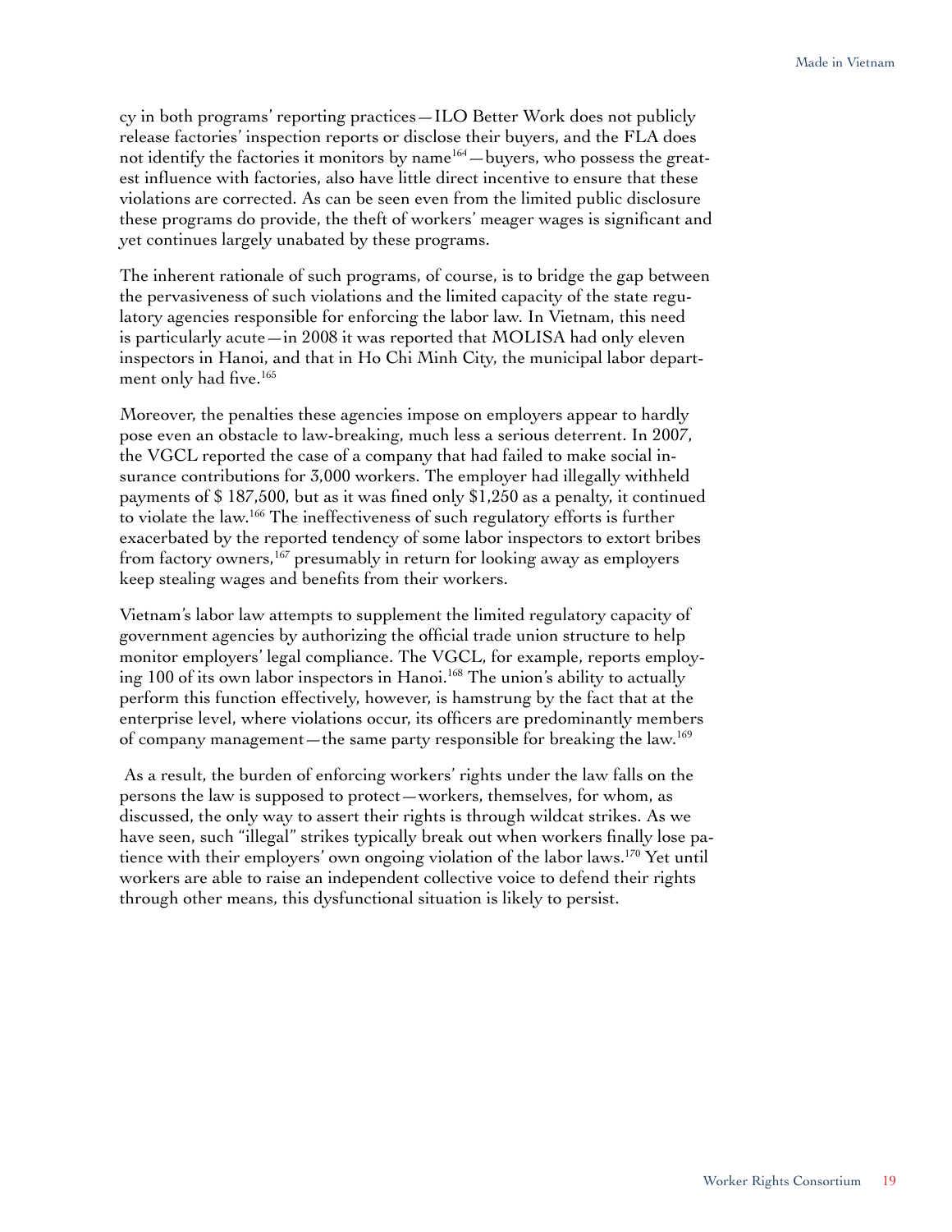cy in both programs' reporting practices—ILO Better Work does not publicly release factories' inspection reports or disclose their buyers, and the FLA does not identify the factories it monitors by name[164]—buyers, who possess the greatest influence with factories, also have little direct incentive to ensure that these violations are corrected. As can be seen even from the limited public disclosure these programs do provide, the theft of workers' meager wages is significant and yet continues largely unabated by these programs.

The inherent rationale of such programs, of course, is to bridge the gap between the pervasiveness of such violations and the limited capacity of the state regulatory agencies responsible for enforcing the labor law. In Vietnam, this need is particularly acute—in 2008 it was reported that MOLISA had only eleven inspectors in Hanoi, and that in Ho Chi Minh City, the municipal labor department only had five.[165]

Moreover, the penalties these agencies impose on employers appear to hardly pose even an obstacle to law-breaking, much less a serious deterrent. In 2007, the VGCL reported the case of a company that had failed to make social insurance contributions for 3,000 workers. The employer had illegally withheld payments of $ 187,500, but as it was fined only $1,250 as a penalty, it continued to violate the law.[166] The ineffectiveness of such regulatory efforts is further exacerbated by the reported tendency of some labor inspectors to extort bribes from factory owners,[167] presumably in return for looking away as employers keep stealing wages and benefits from their workers.

Vietnam's labor law attempts to supplement the limited regulatory capacity of government agencies by authorizing the official trade union structure to help monitor employers' legal compliance. The VGCL, for example, reports employing 100 of its own labor inspectors in Hanoi.[168] The union's ability to actually perform this function effectively, however, is hamstrung by the fact that at the enterprise level, where violations occur, its officers are predominantly members of company management—the same party responsible for breaking the law.[169]

As a result, the burden of enforcing workers' rights under the law falls on the persons the law is supposed to protect—workers, themselves, for whom, as discussed, the only way to assert their rights is through wildcat strikes. As we have seen, such "illegal" strikes typically break out when workers finally lose patience with their employers' own ongoing violation of the labor laws.[170] Yet until workers are able to raise an independent collective voice to defend their rights through other means, this dysfunctional situation is likely to persist.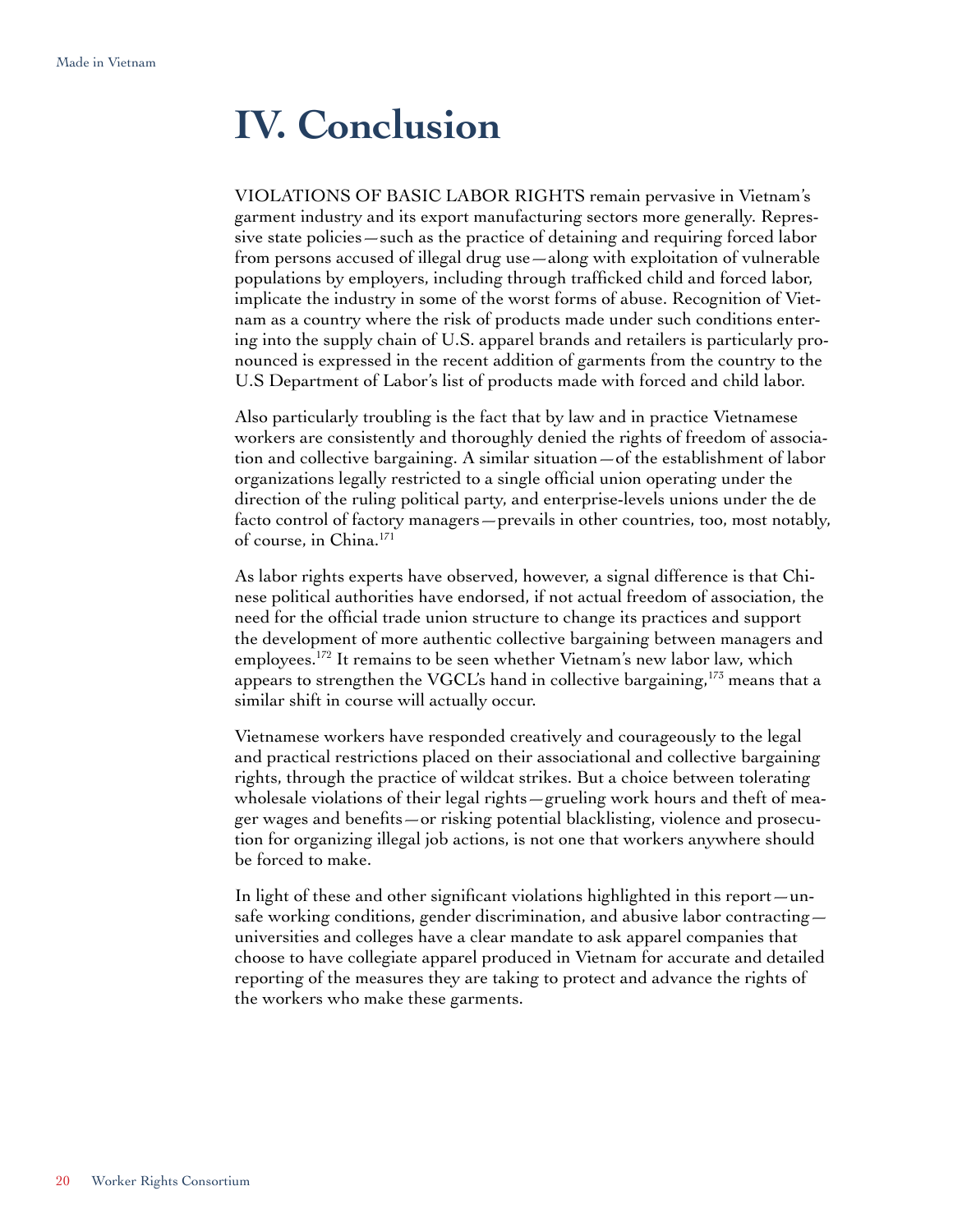# IV. Conclusion

VIOLATIONS OF BASIC LABOR RIGHTS remain pervasive in Vietnam's garment industry and its export manufacturing sectors more generally. Repressive state policies—such as the practice of detaining and requiring forced labor from persons accused of illegal drug use—along with exploitation of vulnerable populations by employers, including through trafficked child and forced labor, implicate the industry in some of the worst forms of abuse. Recognition of Vietnam as a country where the risk of products made under such conditions entering into the supply chain of U.S. apparel brands and retailers is particularly pronounced is expressed in the recent addition of garments from the country to the U.S Department of Labor's list of products made with forced and child labor.

Also particularly troubling is the fact that by law and in practice Vietnamese workers are consistently and thoroughly denied the rights of freedom of association and collective bargaining. A similar situation—of the establishment of labor organizations legally restricted to a single official union operating under the direction of the ruling political party, and enterprise-levels unions under the de facto control of factory managers—prevails in other countries, too, most notably, of course, in China.[171]

As labor rights experts have observed, however, a signal difference is that Chinese political authorities have endorsed, if not actual freedom of association, the need for the official trade union structure to change its practices and support the development of more authentic collective bargaining between managers and employees.[172] It remains to be seen whether Vietnam's new labor law, which appears to strengthen the VGCL's hand in collective bargaining,[173] means that a similar shift in course will actually occur.

Vietnamese workers have responded creatively and courageously to the legal and practical restrictions placed on their associational and collective bargaining rights, through the practice of wildcat strikes. But a choice between tolerating wholesale violations of their legal rights—grueling work hours and theft of meager wages and benefits—or risking potential blacklisting, violence and prosecution for organizing illegal job actions, is not one that workers anywhere should be forced to make.

In light of these and other significant violations highlighted in this report—unsafe working conditions, gender discrimination, and abusive labor contracting—universities and colleges have a clear mandate to ask apparel companies that choose to have collegiate apparel produced in Vietnam for accurate and detailed reporting of the measures they are taking to protect and advance the rights of the workers who make these garments.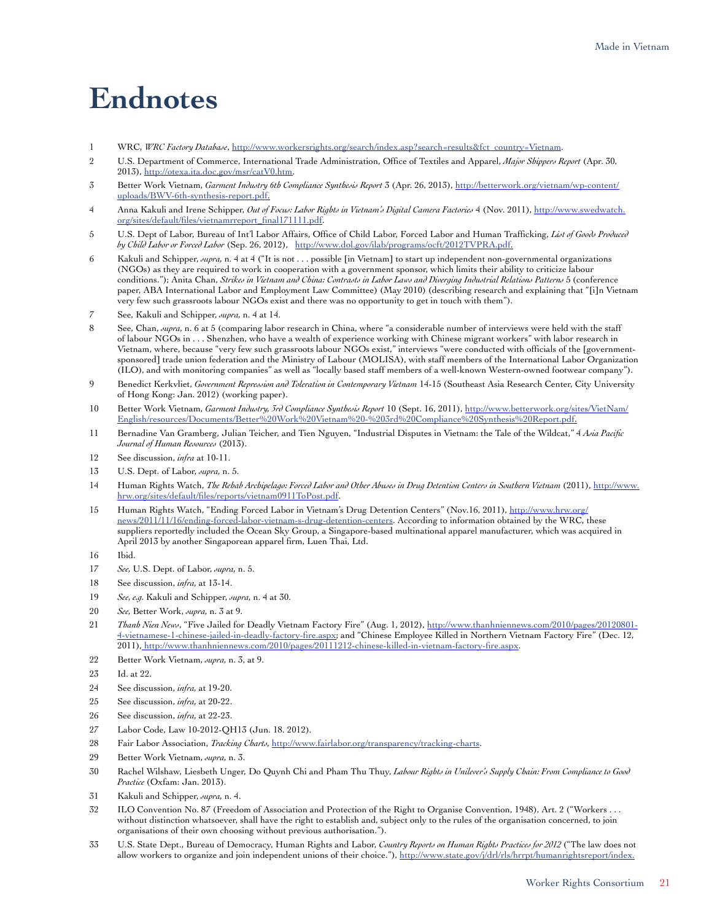# Endnotes

1 WRC, *WRC Factory Database*, http://www.workersrights.org/search/index.asp?search=results&fct_country=Vietnam.

2 U.S. Department of Commerce, International Trade Administration, Office of Textiles and Apparel, *Major Shippers Report* (Apr. 30, 2013), http://otexa.ita.doc.gov/msr/catV0.htm.

3 Better Work Vietnam, *Garment Industry 6th Compliance Synthesis Report* 3 (Apr. 26, 2013), http://betterwork.org/vietnam/wp-content/uploads/BWV-6th-synthesis-report.pdf.

4 Anna Kakuli and Irene Schipper, *Out of Focus: Labor Rights in Vietnam's Digital Camera Factories* 4 (Nov. 2011), http://www.swedwatch.org/sites/default/files/vietnamrreport_final171111.pdf.

5 U.S. Dept of Labor, Bureau of Int'l Labor Affairs, Office of Child Labor, Forced Labor and Human Trafficking, *List of Goods Produced by Child Labor or Forced Labor* (Sep. 26, 2012), http://www.dol.gov/ilab/programs/ocft/2012TVPRA.pdf.

6 Kakuli and Schipper, *supra*, n. 4 at 4 ("It is not . . . possible [in Vietnam] to start up independent non-governmental organizations (NGOs) as they are required to work in cooperation with a government sponsor, which limits their ability to criticize labour conditions."); Anita Chan, *Strikes in Vietnam and China: Contrasts in Labor Laws and Diverging Industrial Relations Patterns* 5 (conference paper, ABA International Labor and Employment Law Committee) (May 2010) (describing research and explaining that "[i]n Vietnam very few such grassroots labour NGOs exist and there was no opportunity to get in touch with them").

7 See, Kakuli and Schipper, *supra*, n. 4 at 14.

8 See, Chan, *supra*, n. 6 at 5 (comparing labor research in China, where "a considerable number of interviews were held with the staff of labour NGOs in . . . Shenzhen, who have a wealth of experience working with Chinese migrant workers" with labor research in Vietnam, where, because "very few such grassroots labour NGOs exist," interviews "were conducted with officials of the [government-sponsored] trade union federation and the Ministry of Labour (MOLISA), with staff members of the International Labor Organization (ILO), and with monitoring companies" as well as "locally based staff members of a well-known Western-owned footwear company").

9 Benedict Kerkvliet, *Government Repression and Toleration in Contemporary Vietnam* 14-15 (Southeast Asia Research Center, City University of Hong Kong: Jan. 2012) (working paper).

10 Better Work Vietnam, *Garment Industry, 3rd Compliance Synthesis Report* 10 (Sept. 16, 2011), http://www.betterwork.org/sites/VietNam/English/resources/Documents/Better%20Work%20Vietnam%20-%203rd%20Compliance%20Synthesis%20Report.pdf.

11 Bernadine Van Gramberg, Julian Teicher, and Tien Nguyen, "Industrial Disputes in Vietnam: the Tale of the Wildcat," 4 *Asia Pacific Journal of Human Resources* (2013).

12 See discussion, *infra* at 10-11.

13 U.S. Dept. of Labor, *supra*, n. 5.

14 Human Rights Watch, *The Rehab Archipelago: Forced Labor and Other Abuses in Drug Detention Centers in Southern Vietnam* (2011), http://www.hrw.org/sites/default/files/reports/vietnam0911ToPost.pdf.

15 Human Rights Watch, "Ending Forced Labor in Vietnam's Drug Detention Centers" (Nov.16, 2011), http://www.hrw.org/news/2011/11/16/ending-forced-labor-vietnam-s-drug-detention-centers. According to information obtained by the WRC, these suppliers reportedly included the Ocean Sky Group, a Singapore-based multinational apparel manufacturer, which was acquired in April 2013 by another Singaporean apparel firm, Luen Thai, Ltd.

16 Ibid.

17 *See,* U.S. Dept. of Labor, *supra*, n. 5.

18 See discussion, *infra*, at 13-14.

19 *See, e.g.* Kakuli and Schipper, *supra*, n. 4 at 30.

20 *See,* Better Work, *supra*, n. 3 at 9.

21 *Thanh Nien News*, "Five Jailed for Deadly Vietnam Factory Fire" (Aug. 1, 2012), http://www.thanhniennews.com/2010/pages/20120801-4-vietnamese-1-chinese-jailed-in-deadly-factory-fire.aspx; and "Chinese Employee Killed in Northern Vietnam Factory Fire" (Dec. 12, 2011), http://www.thanhniennews.com/2010/pages/20111212-chinese-killed-in-vietnam-factory-fire.aspx.

22 Better Work Vietnam, *supra*, n. 3, at 9.

23 Id. at 22.

24 See discussion, *infra*, at 19-20.

25 See discussion, *infra*, at 20-22.

26 See discussion, *infra*, at 22-23.

27 Labor Code, Law 10-2012-QH13 (Jun. 18. 2012).

28 Fair Labor Association, *Tracking Charts*, http://www.fairlabor.org/transparency/tracking-charts.

29 Better Work Vietnam, *supra*, n. 3.

30 Rachel Wilshaw, Liesbeth Unger, Do Quynh Chi and Pham Thu Thuy, *Labour Rights in Unilever's Supply Chain: From Compliance to Good Practice* (Oxfam: Jan. 2013).

31 Kakuli and Schipper, *supra*, n. 4.

32 ILO Convention No. 87 (Freedom of Association and Protection of the Right to Organise Convention, 1948), Art. 2 ("Workers . . . without distinction whatsoever, shall have the right to establish and, subject only to the rules of the organisation concerned, to join organisations of their own choosing without previous authorisation.").

33 U.S. State Dept., Bureau of Democracy, Human Rights and Labor, *Country Reports on Human Rights Practices for 2012* ("The law does not allow workers to organize and join independent unions of their choice."), http://www.state.gov/j/drl/rls/hrrpt/humanrightsreport/index.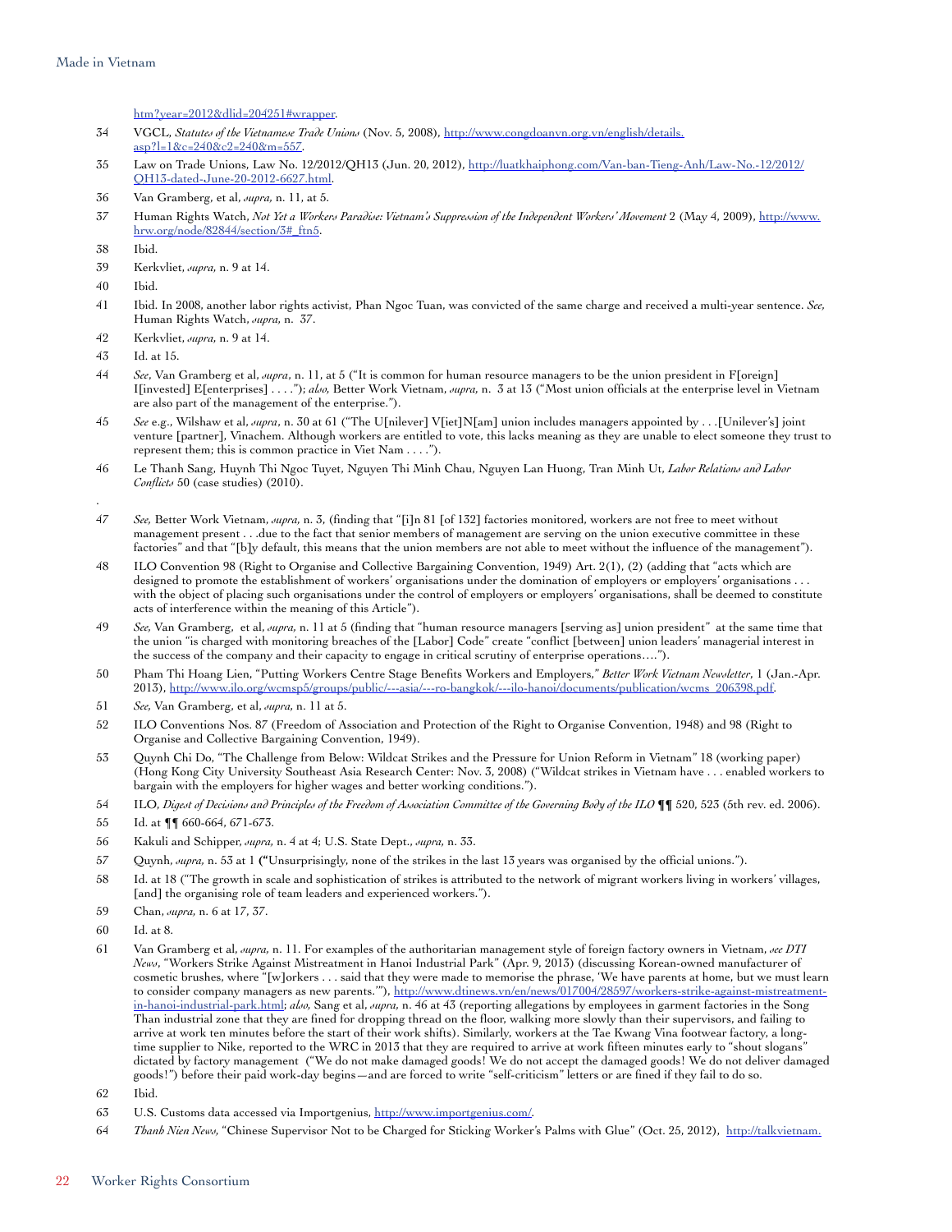htm?year=2012&dlid=204251#wrapper.

34 VGCL, *Statutes of the Vietnamese Trade Unions* (Nov. 5, 2008), http://www.congdoanvn.org.vn/english/details.asp?l=1&c=240&c2=240&m=557.

35 Law on Trade Unions, Law No. 12/2012/QH13 (Jun. 20, 2012), http://luatkhaiphong.com/Van-ban-Tieng-Anh/Law-No.-12/2012/QH13-dated-June-20-2012-6627.html.

36 Van Gramberg, et al, *supra,* n. 11, at 5.

37 Human Rights Watch, *Not Yet a Workers Paradise: Vietnam's Suppression of the Independent Workers' Movement* 2 (May 4, 2009), http://www.hrw.org/node/82844/section/3#_ftn5.

38 Ibid.

39 Kerkvliet, *supra,* n. 9 at 14.

40 Ibid.

41 Ibid. In 2008, another labor rights activist, Phan Ngoc Tuan, was convicted of the same charge and received a multi-year sentence. *See,* Human Rights Watch, *supra,* n. 37.

42 Kerkvliet, *supra,* n. 9 at 14.

43 Id. at 15.

44 *See*, Van Gramberg et al, *supra*, n. 11, at 5 ("It is common for human resource managers to be the union president in F[oreign] I[nvested] E[nterprises] . . . ."); *also,* Better Work Vietnam, *supra,* n. 3 at 13 ("Most union officials at the enterprise level in Vietnam are also part of the management of the enterprise.").

45 *See* e.g., Wilshaw et al, *supra*, n. 30 at 61 ("The U[nilever] V[iet]N[am] union includes managers appointed by . . .[Unilever's] joint venture [partner], Vinachem. Although workers are entitled to vote, this lacks meaning as they are unable to elect someone they trust to represent them; this is common practice in Viet Nam . . . .").

46 Le Thanh Sang, Huynh Thi Ngoc Tuyet, Nguyen Thi Minh Chau, Nguyen Lan Huong, Tran Minh Ut, *Labor Relations and Labor Conflicts* 50 (case studies) (2010).

47 *See,* Better Work Vietnam, *supra,* n. 3, (finding that "[i]n 81 [of 132] factories monitored, workers are not free to meet without management present . . .due to the fact that senior members of management are serving on the union executive committee in these factories" and that "[b]y default, this means that the union members are not able to meet without the influence of the management").

48 ILO Convention 98 (Right to Organise and Collective Bargaining Convention, 1949) Art. 2(1), (2) (adding that "acts which are designed to promote the establishment of workers' organisations under the domination of employers or employers' organisations . . . with the object of placing such organisations under the control of employers or employers' organisations, shall be deemed to constitute acts of interference within the meaning of this Article").

49 *See,* Van Gramberg, et al, *supra*, n. 11 at 5 (finding that "human resource managers [serving as] union president" at the same time that the union "is charged with monitoring breaches of the [Labor] Code" create "conflict [between] union leaders' managerial interest in the success of the company and their capacity to engage in critical scrutiny of enterprise operations….").

50 Pham Thi Hoang Lien, "Putting Workers Centre Stage Benefits Workers and Employers," *Better Work Vietnam Newsletter*, 1 (Jan.-Apr. 2013), http://www.ilo.org/wcmsp5/groups/public/---asia/---ro-bangkok/---ilo-hanoi/documents/publication/wcms_206398.pdf.

51 *See,* Van Gramberg, et al, *supra,* n. 11 at 5.

52 ILO Conventions Nos. 87 (Freedom of Association and Protection of the Right to Organise Convention, 1948) and 98 (Right to Organise and Collective Bargaining Convention, 1949).

53 Quynh Chi Do, "The Challenge from Below: Wildcat Strikes and the Pressure for Union Reform in Vietnam" 18 (working paper) (Hong Kong City University Southeast Asia Research Center: Nov. 3, 2008) ("Wildcat strikes in Vietnam have . . . enabled workers to bargain with the employers for higher wages and better working conditions.").

54 ILO, *Digest of Decisions and Principles of the Freedom of Association Committee of the Governing Body of the ILO* ¶¶ 520, 523 (5th rev. ed. 2006).

55 Id. at ¶¶ 660-664, 671-673.

56 Kakuli and Schipper, *supra,* n. 4 at 4; U.S. State Dept., *supra,* n. 33.

57 Quynh, *supra,* n. 53 at 1 **(**"Unsurprisingly, none of the strikes in the last 13 years was organised by the official unions.").

58 Id. at 18 ("The growth in scale and sophistication of strikes is attributed to the network of migrant workers living in workers' villages, [and] the organising role of team leaders and experienced workers.").

59 Chan, *supra,* n. 6 at 17, 37.

60 Id. at 8.

61 Van Gramberg et al, *supra,* n. 11. For examples of the authoritarian management style of foreign factory owners in Vietnam, *see DTI News*, "Workers Strike Against Mistreatment in Hanoi Industrial Park" (Apr. 9, 2013) (discussing Korean-owned manufacturer of cosmetic brushes, where "[w]orkers . . . said that they were made to memorise the phrase, 'We have parents at home, but we must learn to consider company managers as new parents.'"), http://www.dtinews.vn/en/news/017004/28597/workers-strike-against-mistreatment-in-hanoi-industrial-park.html; *also,* Sang et al, *supra,* n. 46 at 43 (reporting allegations by employees in garment factories in the Song Than industrial zone that they are fined for dropping thread on the floor, walking more slowly than their supervisors, and failing to arrive at work ten minutes before the start of their work shifts). Similarly, workers at the Tae Kwang Vina footwear factory, a long-time supplier to Nike, reported to the WRC in 2013 that they are required to arrive at work fifteen minutes early to "shout slogans" dictated by factory management ("We do not make damaged goods! We do not accept the damaged goods! We do not deliver damaged goods!") before their paid work-day begins—and are forced to write "self-criticism" letters or are fined if they fail to do so.

62 Ibid.

63 U.S. Customs data accessed via Importgenius, http://www.importgenius.com/.

64 *Thanh Nien News*, "Chinese Supervisor Not to be Charged for Sticking Worker's Palms with Glue" (Oct. 25, 2012), http://talkvietnam.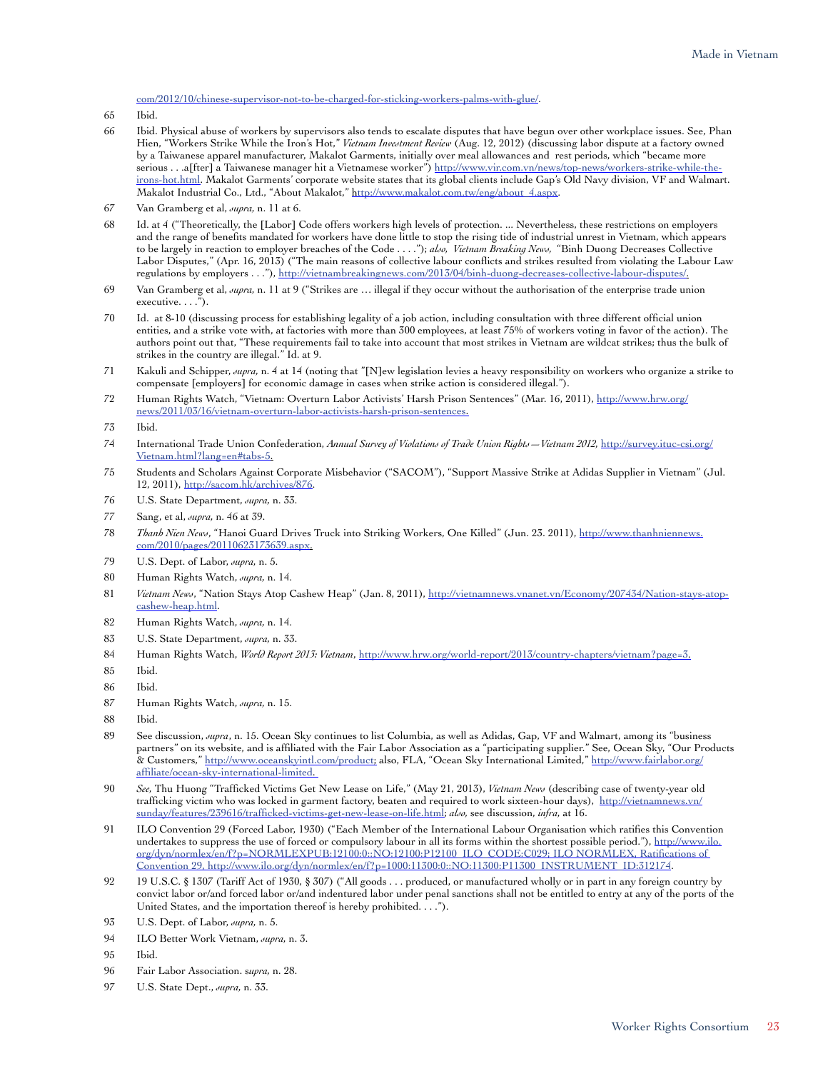com/2012/10/chinese-supervisor-not-to-be-charged-for-sticking-workers-palms-with-glue/.

65 Ibid.

66 Ibid. Physical abuse of workers by supervisors also tends to escalate disputes that have begun over other workplace issues. See, Phan Hien, "Workers Strike While the Iron's Hot," *Vietnam Investment Review* (Aug. 12, 2012) (discussing labor dispute at a factory owned by a Taiwanese apparel manufacturer, Makalot Garments, initially over meal allowances and rest periods, which "became more serious . . .a[fter] a Taiwanese manager hit a Vietnamese worker") http://www.vir.com.vn/news/top-news/workers-strike-while-the-irons-hot.html. Makalot Garments' corporate website states that its global clients include Gap's Old Navy division, VF and Walmart. Makalot Industrial Co., Ltd., "About Makalot," http://www.makalot.com.tw/eng/about_4.aspx.

67 Van Gramberg et al, *supra,* n. 11 at 6.

68 Id. at 4 ("Theoretically, the [Labor] Code offers workers high levels of protection. ... Nevertheless, these restrictions on employers and the range of benefits mandated for workers have done little to stop the rising tide of industrial unrest in Vietnam, which appears to be largely in reaction to employer breaches of the Code . . . ."); *also, Vietnam Breaking News,* "Binh Duong Decreases Collective Labor Disputes," (Apr. 16, 2013) ("The main reasons of collective labour conflicts and strikes resulted from violating the Labour Law regulations by employers . . ."), http://vietnambreakingnews.com/2013/04/binh-duong-decreases-collective-labour-disputes/.

69 Van Gramberg et al, *supra,* n. 11 at 9 ("Strikes are … illegal if they occur without the authorisation of the enterprise trade union executive. . . .").

70 Id. at 8-10 (discussing process for establishing legality of a job action, including consultation with three different official union entities, and a strike vote with, at factories with more than 300 employees, at least 75% of workers voting in favor of the action). The authors point out that, "These requirements fail to take into account that most strikes in Vietnam are wildcat strikes; thus the bulk of strikes in the country are illegal." Id. at 9.

71 Kakuli and Schipper, *supra,* n. 4 at 14 (noting that "[N]ew legislation levies a heavy responsibility on workers who organize a strike to compensate [employers] for economic damage in cases when strike action is considered illegal.").

72 Human Rights Watch, "Vietnam: Overturn Labor Activists' Harsh Prison Sentences" (Mar. 16, 2011), http://www.hrw.org/news/2011/03/16/vietnam-overturn-labor-activists-harsh-prison-sentences.

73 Ibid.

74 International Trade Union Confederation, *Annual Survey of Violations of Trade Union Rights—Vietnam 2012,* http://survey.ituc-csi.org/Vietnam.html?lang=en#tabs-5.

75 Students and Scholars Against Corporate Misbehavior ("SACOM"), "Support Massive Strike at Adidas Supplier in Vietnam" (Jul. 12, 2011), http://sacom.hk/archives/876.

76 U.S. State Department, *supra,* n. 33.

77 Sang, et al, *supra,* n. 46 at 39.

78 *Thanh Nien News*, "Hanoi Guard Drives Truck into Striking Workers, One Killed" (Jun. 23. 2011), http://www.thanhniennews.com/2010/pages/20110623173639.aspx.

79 U.S. Dept. of Labor, *supra,* n. 5.

80 Human Rights Watch, *supra,* n. 14.

81 *Vietnam News*, "Nation Stays Atop Cashew Heap" (Jan. 8, 2011), http://vietnamnews.vnanet.vn/Economy/207434/Nation-stays-atop-cashew-heap.html.

82 Human Rights Watch, *supra,* n. 14.

83 U.S. State Department, *supra,* n. 33.

84 Human Rights Watch, *World Report 2013: Vietnam*, http://www.hrw.org/world-report/2013/country-chapters/vietnam?page=3.

85 Ibid.

86 Ibid.

87 Human Rights Watch, *supra,* n. 15.

88 Ibid.

89 See discussion, *supra*, n. 15. Ocean Sky continues to list Columbia, as well as Adidas, Gap, VF and Walmart, among its "business partners" on its website, and is affiliated with the Fair Labor Association as a "participating supplier." See, Ocean Sky, "Our Products & Customers," http://www.oceanskyintl.com/product; also, FLA, "Ocean Sky International Limited," http://www.fairlabor.org/affiliate/ocean-sky-international-limited.

90 *See,* Thu Huong "Trafficked Victims Get New Lease on Life," (May 21, 2013), *Vietnam News* (describing case of twenty-year old trafficking victim who was locked in garment factory, beaten and required to work sixteen-hour days), http://vietnamnews.vn/sunday/features/239616/trafficked-victims-get-new-lease-on-life.html; *also,* see discussion, *infra*, at 16.

91 ILO Convention 29 (Forced Labor, 1930) ("Each Member of the International Labour Organisation which ratifies this Convention undertakes to suppress the use of forced or compulsory labour in all its forms within the shortest possible period."), http://www.ilo.org/dyn/normlex/en/f?p=NORMLEXPUB:12100:0::NO:12100:P12100_ILO_CODE:C029; ILO NORMLEX, Ratifications of Convention 29, http://www.ilo.org/dyn/normlex/en/f?p=1000:11300:0::NO:11300:P11300_INSTRUMENT_ID:312174.

92 19 U.S.C. § 1307 (Tariff Act of 1930, § 307) ("All goods . . . produced, or manufactured wholly or in part in any foreign country by convict labor or/and forced labor or/and indentured labor under penal sanctions shall not be entitled to entry at any of the ports of the United States, and the importation thereof is hereby prohibited. . . .").

93 U.S. Dept. of Labor, *supra,* n. 5.

94 ILO Better Work Vietnam, *supra,* n. 3.

95 Ibid.

96 Fair Labor Association. s*upra,* n. 28.

97 U.S. State Dept., *supra,* n. 33.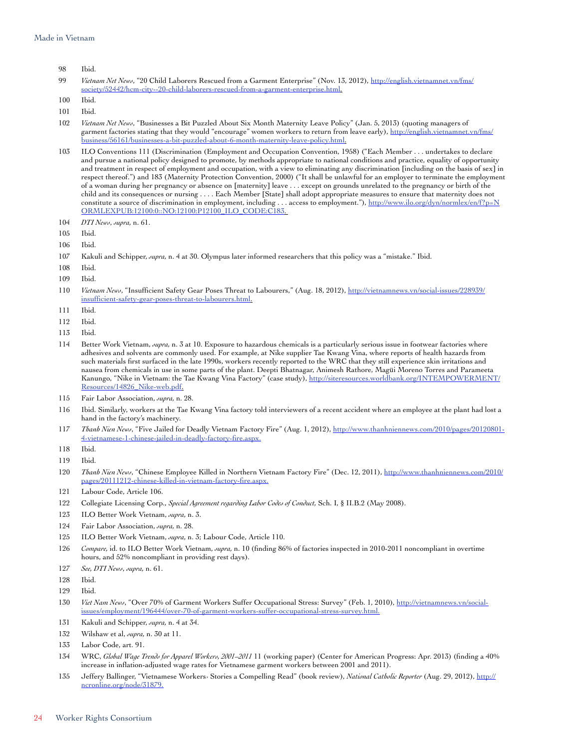98 Ibid.

99 *Vietnam Net News*, "20 Child Laborers Rescued from a Garment Enterprise" (Nov. 13, 2012), http://english.vietnamnet.vn/fms/society/52442/hcm-city--20-child-laborers-rescued-from-a-garment-enterprise.html.

100 Ibid.

101 Ibid.

102 *Vietnam Net News*, "Businesses a Bit Puzzled About Six Month Maternity Leave Policy" (Jan. 5, 2013) (quoting managers of garment factories stating that they would "encourage" women workers to return from leave early), http://english.vietnamnet.vn/fms/business/56161/businesses-a-bit-puzzled-about-6-month-maternity-leave-policy.html.

103 ILO Conventions 111 (Discrimination (Employment and Occupation Convention, 1958) ("Each Member . . . undertakes to declare and pursue a national policy designed to promote, by methods appropriate to national conditions and practice, equality of opportunity and treatment in respect of employment and occupation, with a view to eliminating any discrimination [including on the basis of sex] in respect thereof.") and 183 (Maternity Protection Convention, 2000) ("It shall be unlawful for an employer to terminate the employment of a woman during her pregnancy or absence on [maternity] leave . . . except on grounds unrelated to the pregnancy or birth of the child and its consequences or nursing . . . . Each Member [State] shall adopt appropriate measures to ensure that maternity does not constitute a source of discrimination in employment, including . . . access to employment."), http://www.ilo.org/dyn/normlex/en/f?p=NORMLEXPUB:12100:0::NO:12100:P12100_ILO_CODE:C183.

104 *DTI News*, *supra*, n. 61.

105 Ibid.

106 Ibid.

107 Kakuli and Schipper, *supra*, n. 4 at 30. Olympus later informed researchers that this policy was a "mistake." Ibid.

108 Ibid.

109 Ibid.

110 *Vietnam News*, "Insufficient Safety Gear Poses Threat to Labourers," (Aug. 18, 2012), http://vietnamnews.vn/social-issues/228939/insufficient-safety-gear-poses-threat-to-labourers.html.

111 Ibid.

112 Ibid.

113 Ibid.

114 Better Work Vietnam, *supra*, n. 3 at 10. Exposure to hazardous chemicals is a particularly serious issue in footwear factories where adhesives and solvents are commonly used. For example, at Nike supplier Tae Kwang Vina, where reports of health hazards from such materials first surfaced in the late 1990s, workers recently reported to the WRC that they still experience skin irritations and nausea from chemicals in use in some parts of the plant. Deepti Bhatnagar, Animesh Rathore, Magüi Moreno Torres and Parameeta Kanungo, "Nike in Vietnam: the Tae Kwang Vina Factory" (case study), http://siteresources.worldbank.org/INTEMPOWERMENT/Resources/14826_Nike-web.pdf.

115 Fair Labor Association, *supra*, n. 28.

116 Ibid. Similarly, workers at the Tae Kwang Vina factory told interviewers of a recent accident where an employee at the plant had lost a hand in the factory's machinery.

117 *Thanh Nien News*, "Five Jailed for Deadly Vietnam Factory Fire" (Aug. 1, 2012), http://www.thanhniennews.com/2010/pages/20120801-4-vietnamese-1-chinese-jailed-in-deadly-factory-fire.aspx.

118 Ibid.

119 Ibid.

120 *Thanh Nien News*, "Chinese Employee Killed in Northern Vietnam Factory Fire" (Dec. 12, 2011), http://www.thanhniennews.com/2010/pages/20111212-chinese-killed-in-vietnam-factory-fire.aspx.

121 Labour Code, Article 106.

122 Collegiate Licensing Corp., *Special Agreement regarding Labor Codes of Conduct*, Sch. I, § II.B.2 (May 2008).

123 ILO Better Work Vietnam, *supra*, n. 3.

124 Fair Labor Association, *supra*, n. 28.

125 ILO Better Work Vietnam, *supra*, n. 3; Labour Code, Article 110.

126 *Compare*, id. to ILO Better Work Vietnam, *supra*, n. 10 (finding 86% of factories inspected in 2010-2011 noncompliant in overtime hours, and 52% noncompliant in providing rest days).

127 *See*, *DTI News*, *supra*, n. 61.

128 Ibid.

129 Ibid.

130 *Viet Nam News*, "Over 70% of Garment Workers Suffer Occupational Stress: Survey" (Feb. 1, 2010), http://vietnamnews.vn/social-issues/employment/196444/over-70-of-garment-workers-suffer-occupational-stress-survey.html.

131 Kakuli and Schipper, *supra*, n. 4 at 34.

132 Wilshaw et al, *supra*, n. 30 at 11.

133 Labor Code, art. 91.

134 WRC, *Global Wage Trends for Apparel Workers, 2001–2011* 11 (working paper) (Center for American Progress: Apr. 2013) (finding a 40% increase in inflation-adjusted wage rates for Vietnamese garment workers between 2001 and 2011).

135 Jeffery Ballinger, "Vietnamese Workers› Stories a Compelling Read" (book review), *National Catholic Reporter* (Aug. 29, 2012), http://ncronline.org/node/31879.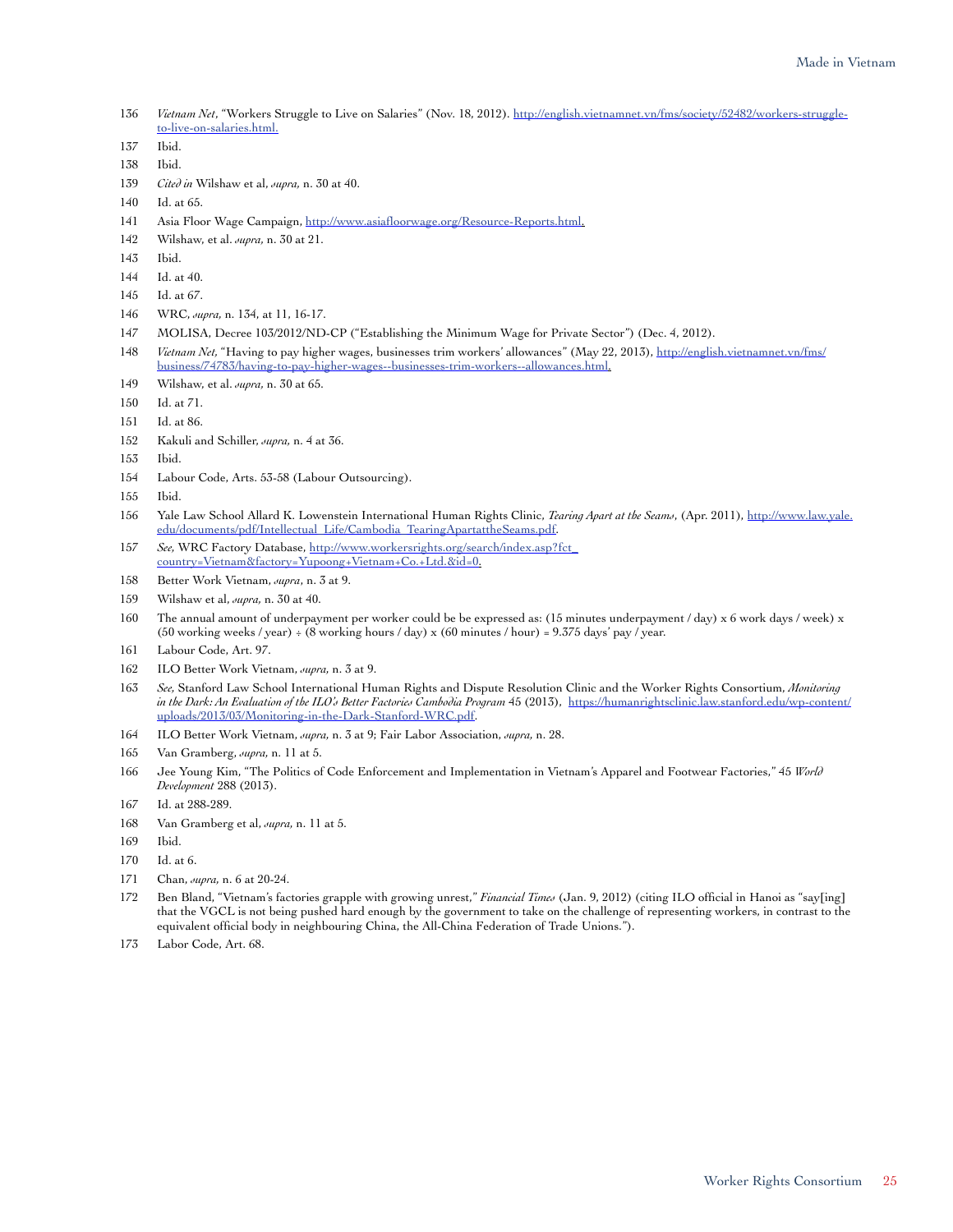136 *Vietnam Net*, "Workers Struggle to Live on Salaries" (Nov. 18, 2012). http://english.vietnamnet.vn/fms/society/52482/workers-struggle-to-live-on-salaries.html.

137 Ibid.

138 Ibid.

139 *Cited in* Wilshaw et al, *supra,* n. 30 at 40.

140 Id. at 65.

141 Asia Floor Wage Campaign, http://www.asiafloorwage.org/Resource-Reports.html.

142 Wilshaw, et al. *supra,* n. 30 at 21.

143 Ibid.

144 Id. at 40.

145 Id. at 67.

146 WRC, *supra,* n. 134, at 11, 16-17.

147 MOLISA, Decree 103/2012/ND-CP ("Establishing the Minimum Wage for Private Sector") (Dec. 4, 2012).

148 *Vietnam Net,* "Having to pay higher wages, businesses trim workers' allowances" (May 22, 2013), http://english.vietnamnet.vn/fms/business/74783/having-to-pay-higher-wages--businesses-trim-workers--allowances.html.

149 Wilshaw, et al. *supra,* n. 30 at 65.

150 Id. at 71.

151 Id. at 86.

152 Kakuli and Schiller, *supra,* n. 4 at 36.

153 Ibid.

154 Labour Code, Arts. 53-58 (Labour Outsourcing).

155 Ibid.

156 Yale Law School Allard K. Lowenstein International Human Rights Clinic, *Tearing Apart at the Seams*, (Apr. 2011), http://www.law.yale.edu/documents/pdf/Intellectual_Life/Cambodia_TearingApartattheSeams.pdf.

157 *See,* WRC Factory Database, http://www.workersrights.org/search/index.asp?fct_country=Vietnam&factory=Yupoong+Vietnam+Co.+Ltd.&id=0.

158 Better Work Vietnam, *supra*, n. 3 at 9.

159 Wilshaw et al, *supra,* n. 30 at 40.

160 The annual amount of underpayment per worker could be be expressed as: (15 minutes underpayment / day) x 6 work days / week) x (50 working weeks / year) ÷ (8 working hours / day) x (60 minutes / hour) = 9.375 days' pay / year.

161 Labour Code, Art. 97.

162 ILO Better Work Vietnam, *supra,* n. 3 at 9.

163 *See,* Stanford Law School International Human Rights and Dispute Resolution Clinic and the Worker Rights Consortium, *Monitoring in the Dark: An Evaluation of the ILO's Better Factories Cambodia Program* 45 (2013), https://humanrightsclinic.law.stanford.edu/wp-content/uploads/2013/03/Monitoring-in-the-Dark-Stanford-WRC.pdf.

164 ILO Better Work Vietnam, *supra,* n. 3 at 9; Fair Labor Association, *supra,* n. 28.

165 Van Gramberg, *supra,* n. 11 at 5.

166 Jee Young Kim, "The Politics of Code Enforcement and Implementation in Vietnam's Apparel and Footwear Factories," 45 *World Development* 288 (2013).

167 Id. at 288-289.

168 Van Gramberg et al, *supra,* n. 11 at 5.

169 Ibid.

170 Id. at 6.

171 Chan, *supra,* n. 6 at 20-24.

172 Ben Bland, "Vietnam's factories grapple with growing unrest," *Financial Times* (Jan. 9, 2012) (citing ILO official in Hanoi as "say[ing] that the VGCL is not being pushed hard enough by the government to take on the challenge of representing workers, in contrast to the equivalent official body in neighbouring China, the All-China Federation of Trade Unions.").

173 Labor Code, Art. 68.